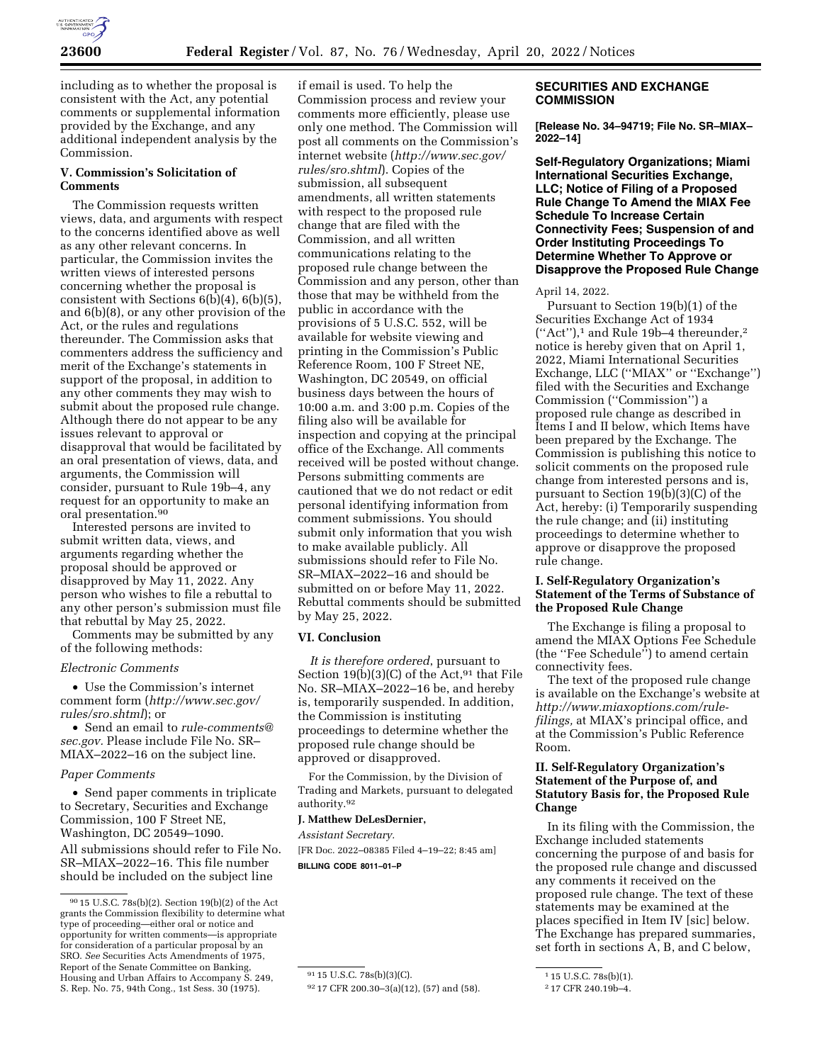including as to whether the proposal is consistent with the Act, any potential comments or supplemental information provided by the Exchange, and any additional independent analysis by the Commission.

### V. Commission's Solicitation of Comments

The Commission requests written views, data, and arguments with respect to the concerns identified above as well as any other relevant concerns. In particular, the Commission invites the written views of interested persons concerning whether the proposal is consistent with Sections 6(b)(4), 6(b)(5), and 6(b)(8), or any other provision of the Act, or the rules and regulations thereunder. The Commission asks that commenters address the sufficiency and merit of the Exchange's statements in support of the proposal, in addition to any other comments they may wish to submit about the proposed rule change. Although there do not appear to be any issues relevant to approval or disapproval that would be facilitated by an oral presentation of views, data, and arguments, the Commission will consider, pursuant to Rule 19b–4, any request for an opportunity to make an oral presentation.[90]

Interested persons are invited to submit written data, views, and arguments regarding whether the proposal should be approved or disapproved by May 11, 2022. Any person who wishes to file a rebuttal to any other person's submission must file that rebuttal by May 25, 2022.

Comments may be submitted by any of the following methods:

*Electronic Comments*

- Use the Commission's internet comment form (*http://www.sec.gov/rules/sro.shtml*); or
- Send an email to *rule-comments@sec.gov.* Please include File No. SR–MIAX–2022–16 on the subject line.

*Paper Comments*

- Send paper comments in triplicate to Secretary, Securities and Exchange Commission, 100 F Street NE, Washington, DC 20549–1090.

All submissions should refer to File No. SR–MIAX–2022–16. This file number should be included on the subject line if email is used. To help the Commission process and review your comments more efficiently, please use only one method. The Commission will post all comments on the Commission's internet website (*http://www.sec.gov/rules/sro.shtml*). Copies of the submission, all subsequent amendments, all written statements with respect to the proposed rule change that are filed with the Commission, and all written communications relating to the proposed rule change between the Commission and any person, other than those that may be withheld from the public in accordance with the provisions of 5 U.S.C. 552, will be available for website viewing and printing in the Commission's Public Reference Room, 100 F Street NE, Washington, DC 20549, on official business days between the hours of 10:00 a.m. and 3:00 p.m. Copies of the filing also will be available for inspection and copying at the principal office of the Exchange. All comments received will be posted without change. Persons submitting comments are cautioned that we do not redact or edit personal identifying information from comment submissions. You should submit only information that you wish to make available publicly. All submissions should refer to File No. SR–MIAX–2022–16 and should be submitted on or before May 11, 2022. Rebuttal comments should be submitted by May 25, 2022.

### VI. Conclusion

*It is therefore ordered*, pursuant to Section 19(b)(3)(C) of the Act,[91] that File No. SR–MIAX–2022–16 be, and hereby is, temporarily suspended. In addition, the Commission is instituting proceedings to determine whether the proposed rule change should be approved or disapproved.

For the Commission, by the Division of Trading and Markets, pursuant to delegated authority.[92]

**J. Matthew DeLesDernier,**

*Assistant Secretary.*

[FR Doc. 2022–08385 Filed 4–19–22; 8:45 am]

**BILLING CODE 8011–01–P**

[90] 15 U.S.C. 78s(b)(2). Section 19(b)(2) of the Act grants the Commission flexibility to determine what type of proceeding—either oral or notice and opportunity for written comments—is appropriate for consideration of a particular proposal by an SRO. *See* Securities Acts Amendments of 1975, Report of the Senate Committee on Banking, Housing and Urban Affairs to Accompany S. 249, S. Rep. No. 75, 94th Cong., 1st Sess. 30 (1975).

[91] 15 U.S.C. 78s(b)(3)(C).

[92] 17 CFR 200.30–3(a)(12), (57) and (58).

## SECURITIES AND EXCHANGE COMMISSION

**[Release No. 34–94719; File No. SR–MIAX–2022–14]**

## Self-Regulatory Organizations; Miami International Securities Exchange, LLC; Notice of Filing of a Proposed Rule Change To Amend the MIAX Fee Schedule To Increase Certain Connectivity Fees; Suspension of and Order Instituting Proceedings To Determine Whether To Approve or Disapprove the Proposed Rule Change

April 14, 2022.

Pursuant to Section 19(b)(1) of the Securities Exchange Act of 1934 ("Act"),[1] and Rule 19b–4 thereunder,[2] notice is hereby given that on April 1, 2022, Miami International Securities Exchange, LLC ("MIAX" or "Exchange") filed with the Securities and Exchange Commission ("Commission") a proposed rule change as described in Items I and II below, which Items have been prepared by the Exchange. The Commission is publishing this notice to solicit comments on the proposed rule change from interested persons and is, pursuant to Section 19(b)(3)(C) of the Act, hereby: (i) Temporarily suspending the rule change; and (ii) instituting proceedings to determine whether to approve or disapprove the proposed rule change.

### I. Self-Regulatory Organization's Statement of the Terms of Substance of the Proposed Rule Change

The Exchange is filing a proposal to amend the MIAX Options Fee Schedule (the "Fee Schedule") to amend certain connectivity fees.

The text of the proposed rule change is available on the Exchange's website at *http://www.miaxoptions.com/rule-filings,* at MIAX's principal office, and at the Commission's Public Reference Room.

### II. Self-Regulatory Organization's Statement of the Purpose of, and Statutory Basis for, the Proposed Rule Change

In its filing with the Commission, the Exchange included statements concerning the purpose of and basis for the proposed rule change and discussed any comments it received on the proposed rule change. The text of these statements may be examined at the places specified in Item IV [sic] below. The Exchange has prepared summaries, set forth in sections A, B, and C below,

[1] 15 U.S.C. 78s(b)(1).

[2] 17 CFR 240.19b–4.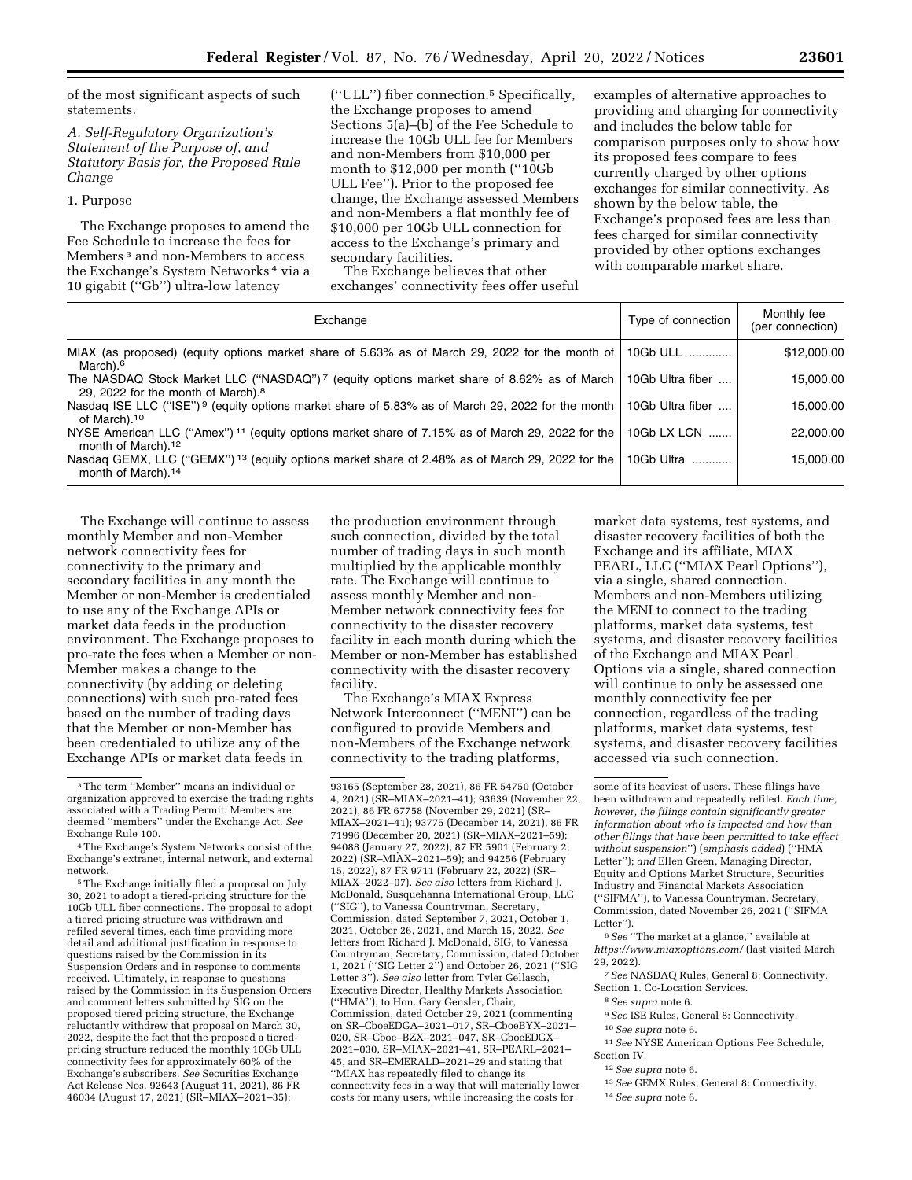of the most significant aspects of such statements.

### *A. Self-Regulatory Organization's Statement of the Purpose of, and Statutory Basis for, the Proposed Rule Change*

1. Purpose

The Exchange proposes to amend the Fee Schedule to increase the fees for Members [3] and non-Members to access the Exchange's System Networks [4] via a 10 gigabit (''Gb'') ultra-low latency (''ULL'') fiber connection.[5] Specifically, the Exchange proposes to amend Sections 5(a)–(b) of the Fee Schedule to increase the 10Gb ULL fee for Members and non-Members from $10,000 per month to $12,000 per month (''10Gb ULL Fee''). Prior to the proposed fee change, the Exchange assessed Members and non-Members a flat monthly fee of $10,000 per 10Gb ULL connection for access to the Exchange's primary and secondary facilities.

The Exchange believes that other exchanges' connectivity fees offer useful examples of alternative approaches to providing and charging for connectivity and includes the below table for comparison purposes only to show how its proposed fees compare to fees currently charged by other options exchanges for similar connectivity. As shown by the below table, the Exchange's proposed fees are less than fees charged for similar connectivity provided by other options exchanges with comparable market share.

| Exchange | Type of connection | Monthly fee (per connection) |
|---|---|---|
| MIAX (as proposed) (equity options market share of 5.63% as of March 29, 2022 for the month of March).[6] | 10Gb ULL | $12,000.00 |
| The NASDAQ Stock Market LLC (''NASDAQ'') [7] (equity options market share of 8.62% as of March 29, 2022 for the month of March).[8] | 10Gb Ultra fiber | 15,000.00 |
| Nasdaq ISE LLC (''ISE'') [9] (equity options market share of 5.83% as of March 29, 2022 for the month of March).[10] | 10Gb Ultra fiber | 15,000.00 |
| NYSE American LLC (''Amex'') [11] (equity options market share of 7.15% as of March 29, 2022 for the month of March).[12] | 10Gb LX LCN | 22,000.00 |
| Nasdaq GEMX, LLC (''GEMX'') [13] (equity options market share of 2.48% as of March 29, 2022 for the month of March).[14] | 10Gb Ultra | 15,000.00 |

The Exchange will continue to assess monthly Member and non-Member network connectivity fees for connectivity to the primary and secondary facilities in any month the Member or non-Member is credentialed to use any of the Exchange APIs or market data feeds in the production environment. The Exchange proposes to pro-rate the fees when a Member or non-Member makes a change to the connectivity (by adding or deleting connections) with such pro-rated fees based on the number of trading days that the Member or non-Member has been credentialed to utilize any of the Exchange APIs or market data feeds in the production environment through such connection, divided by the total number of trading days in such month multiplied by the applicable monthly rate. The Exchange will continue to assess monthly Member and non-Member network connectivity fees for connectivity to the disaster recovery facility in each month during which the Member or non-Member has established connectivity with the disaster recovery facility.

The Exchange's MIAX Express Network Interconnect (''MENI'') can be configured to provide Members and non-Members of the Exchange network connectivity to the trading platforms, market data systems, test systems, and disaster recovery facilities of both the Exchange and its affiliate, MIAX PEARL, LLC (''MIAX Pearl Options''), via a single, shared connection. Members and non-Members utilizing the MENI to connect to the trading platforms, market data systems, test systems, and disaster recovery facilities of the Exchange and MIAX Pearl Options via a single, shared connection will continue to only be assessed one monthly connectivity fee per connection, regardless of the trading platforms, market data systems, test systems, and disaster recovery facilities accessed via such connection.

---

[3] The term ''Member'' means an individual or organization approved to exercise the trading rights associated with a Trading Permit. Members are deemed ''members'' under the Exchange Act. *See* Exchange Rule 100.

[4] The Exchange's System Networks consist of the Exchange's extranet, internal network, and external network.

[5] The Exchange initially filed a proposal on July 30, 2021 to adopt a tiered-pricing structure for the 10Gb ULL fiber connections. The proposal to adopt a tiered pricing structure was withdrawn and refiled several times, each time providing more detail and additional justification in response to questions raised by the Commission in its Suspension Orders and in response to comments received. Ultimately, in response to questions raised by the Commission in its Suspension Orders and comment letters submitted by SIG on the proposed tiered pricing structure, the Exchange reluctantly withdrew that proposal on March 30, 2022, despite the fact that the proposed a tiered-pricing structure reduced the monthly 10Gb ULL connectivity fees for approximately 60% of the Exchange's subscribers. *See* Securities Exchange Act Release Nos. 92643 (August 11, 2021), 86 FR 46034 (August 17, 2021) (SR–MIAX–2021–35); 93165 (September 28, 2021), 86 FR 54750 (October 4, 2021) (SR–MIAX–2021–41); 93639 (November 22, 2021), 86 FR 67758 (November 29, 2021) (SR–MIAX–2021–41); 93775 (December 14, 2021), 86 FR 71996 (December 20, 2021) (SR–MIAX–2021–59); 94088 (January 27, 2022), 87 FR 5901 (February 2, 2022) (SR–MIAX–2021–59); and 94256 (February 15, 2022), 87 FR 9711 (February 22, 2022) (SR–MIAX–2022–07). *See also* letters from Richard J. McDonald, Susquehanna International Group, LLC (''SIG''), to Vanessa Countryman, Secretary, Commission, dated September 7, 2021, October 1, 2021, October 26, 2021, and March 15, 2022. *See* letters from Richard J. McDonald, SIG, to Vanessa Countryman, Secretary, Commission, dated October 1, 2021 (''SIG Letter 2'') and October 26, 2021 (''SIG Letter 3''). *See also* letter from Tyler Gellasch, Executive Director, Healthy Markets Association (''HMA''), to Hon. Gary Gensler, Chair, Commission, dated October 29, 2021 (commenting on SR–CboeEDGA–2021–017, SR–CboeBYX–2021–020, SR–Cboe–BZX–2021–047, SR–CboeEDGX–2021–030, SR–MIAX–2021–41, SR–PEARL–2021–45, and SR–EMERALD–2021–29 and stating that ''MIAX has repeatedly filed to change its connectivity fees in a way that will materially lower costs for many users, while increasing the costs for some of its heaviest of users. These filings have been withdrawn and repeatedly refiled. *Each time, however, the filings contain significantly greater information about who is impacted and how than other filings that have been permitted to take effect without suspension*'') (*emphasis added*) (''HMA Letter''); *and* Ellen Green, Managing Director, Equity and Options Market Structure, Securities Industry and Financial Markets Association (''SIFMA''), to Vanessa Countryman, Secretary, Commission, dated November 26, 2021 (''SIFMA Letter'').

[6] *See* ''The market at a glance,'' available at *https://www.miaxoptions.com/* (last visited March 29, 2022).

[7] *See* NASDAQ Rules, General 8: Connectivity, Section 1. Co-Location Services.

[8] *See supra* note 6.

[9] *See* ISE Rules, General 8: Connectivity.

[10] *See supra* note 6.

[11] *See* NYSE American Options Fee Schedule, Section IV.

[12] *See supra* note 6.

[13] *See* GEMX Rules, General 8: Connectivity.

[14] *See supra* note 6.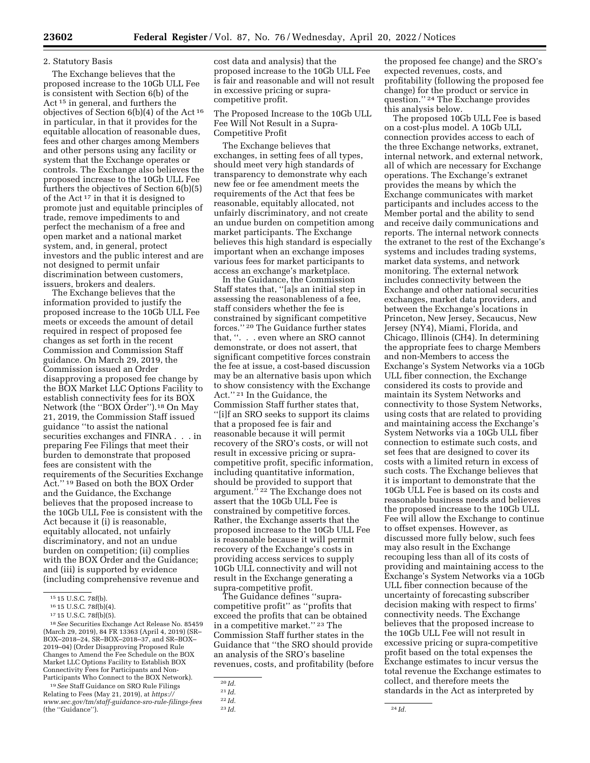2. Statutory Basis

The Exchange believes that the proposed increase to the 10Gb ULL Fee is consistent with Section 6(b) of the Act [15] in general, and furthers the objectives of Section 6(b)(4) of the Act [16] in particular, in that it provides for the equitable allocation of reasonable dues, fees and other charges among Members and other persons using any facility or system that the Exchange operates or controls. The Exchange also believes the proposed increase to the 10Gb ULL Fee furthers the objectives of Section 6(b)(5) of the Act [17] in that it is designed to promote just and equitable principles of trade, remove impediments to and perfect the mechanism of a free and open market and a national market system, and, in general, protect investors and the public interest and are not designed to permit unfair discrimination between customers, issuers, brokers and dealers.

The Exchange believes that the information provided to justify the proposed increase to the 10Gb ULL Fee meets or exceeds the amount of detail required in respect of proposed fee changes as set forth in the recent Commission and Commission Staff guidance. On March 29, 2019, the Commission issued an Order disapproving a proposed fee change by the BOX Market LLC Options Facility to establish connectivity fees for its BOX Network (the ''BOX Order'').[18] On May 21, 2019, the Commission Staff issued guidance ''to assist the national securities exchanges and FINRA . . . in preparing Fee Filings that meet their burden to demonstrate that proposed fees are consistent with the requirements of the Securities Exchange Act.'' [19] Based on both the BOX Order and the Guidance, the Exchange believes that the proposed increase to the 10Gb ULL Fee is consistent with the Act because it (i) is reasonable, equitably allocated, not unfairly discriminatory, and not an undue burden on competition; (ii) complies with the BOX Order and the Guidance; and (iii) is supported by evidence (including comprehensive revenue and cost data and analysis) that the proposed increase to the 10Gb ULL Fee is fair and reasonable and will not result in excessive pricing or supra-competitive profit.

The Proposed Increase to the 10Gb ULL Fee Will Not Result in a Supra-Competitive Profit

The Exchange believes that exchanges, in setting fees of all types, should meet very high standards of transparency to demonstrate why each new fee or fee amendment meets the requirements of the Act that fees be reasonable, equitably allocated, not unfairly discriminatory, and not create an undue burden on competition among market participants. The Exchange believes this high standard is especially important when an exchange imposes various fees for market participants to access an exchange's marketplace.

In the Guidance, the Commission Staff states that, ''[a]s an initial step in assessing the reasonableness of a fee, staff considers whether the fee is constrained by significant competitive forces.'' [20] The Guidance further states that, ''. . . even where an SRO cannot demonstrate, or does not assert, that significant competitive forces constrain the fee at issue, a cost-based discussion may be an alternative basis upon which to show consistency with the Exchange Act.'' [21] In the Guidance, the Commission Staff further states that, ''[i]f an SRO seeks to support its claims that a proposed fee is fair and reasonable because it will permit recovery of the SRO's costs, or will not result in excessive pricing or supra-competitive profit, specific information, including quantitative information, should be provided to support that argument.'' [22] The Exchange does not assert that the 10Gb ULL Fee is constrained by competitive forces. Rather, the Exchange asserts that the proposed increase to the 10Gb ULL Fee is reasonable because it will permit recovery of the Exchange's costs in providing access services to supply 10Gb ULL connectivity and will not result in the Exchange generating a supra-competitive profit.

The Guidance defines ''supra-competitive profit'' as ''profits that exceed the profits that can be obtained in a competitive market.'' [23] The Commission Staff further states in the Guidance that ''the SRO should provide an analysis of the SRO's baseline revenues, costs, and profitability (before the proposed fee change) and the SRO's expected revenues, costs, and profitability (following the proposed fee change) for the product or service in question.'' [24] The Exchange provides this analysis below.

The proposed 10Gb ULL Fee is based on a cost-plus model. A 10Gb ULL connection provides access to each of the three Exchange networks, extranet, internal network, and external network, all of which are necessary for Exchange operations. The Exchange's extranet provides the means by which the Exchange communicates with market participants and includes access to the Member portal and the ability to send and receive daily communications and reports. The internal network connects the extranet to the rest of the Exchange's systems and includes trading systems, market data systems, and network monitoring. The external network includes connectivity between the Exchange and other national securities exchanges, market data providers, and between the Exchange's locations in Princeton, New Jersey, Secaucus, New Jersey (NY4), Miami, Florida, and Chicago, Illinois (CH4). In determining the appropriate fees to charge Members and non-Members to access the Exchange's System Networks via a 10Gb ULL fiber connection, the Exchange considered its costs to provide and maintain its System Networks and connectivity to those System Networks, using costs that are related to providing and maintaining access the Exchange's System Networks via a 10Gb ULL fiber connection to estimate such costs, and set fees that are designed to cover its costs with a limited return in excess of such costs. The Exchange believes that it is important to demonstrate that the 10Gb ULL Fee is based on its costs and reasonable business needs and believes the proposed increase to the 10Gb ULL Fee will allow the Exchange to continue to offset expenses. However, as discussed more fully below, such fees may also result in the Exchange recouping less than all of its costs of providing and maintaining access to the Exchange's System Networks via a 10Gb ULL fiber connection because of the uncertainty of forecasting subscriber decision making with respect to firms' connectivity needs. The Exchange believes that the proposed increase to the 10Gb ULL Fee will not result in excessive pricing or supra-competitive profit based on the total expenses the Exchange estimates to incur versus the total revenue the Exchange estimates to collect, and therefore meets the standards in the Act as interpreted by

---

[15] 15 U.S.C. 78f(b).

[16] 15 U.S.C. 78f(b)(4).

[17] 15 U.S.C. 78f(b)(5).

[18] *See* Securities Exchange Act Release No. 85459 (March 29, 2019), 84 FR 13363 (April 4, 2019) (SR–BOX–2018–24, SR–BOX–2018–37, and SR–BOX–2019–04) (Order Disapproving Proposed Rule Changes to Amend the Fee Schedule on the BOX Market LLC Options Facility to Establish BOX Connectivity Fees for Participants and Non-Participants Who Connect to the BOX Network).

[19] *See* Staff Guidance on SRO Rule Filings Relating to Fees (May 21, 2019), at *https://www.sec.gov/tm/staff-guidance-sro-rule-filings-fees* (the ''Guidance'').

[20] *Id.*

[21] *Id.*

[22] *Id.*

[23] *Id.*

[24] *Id.*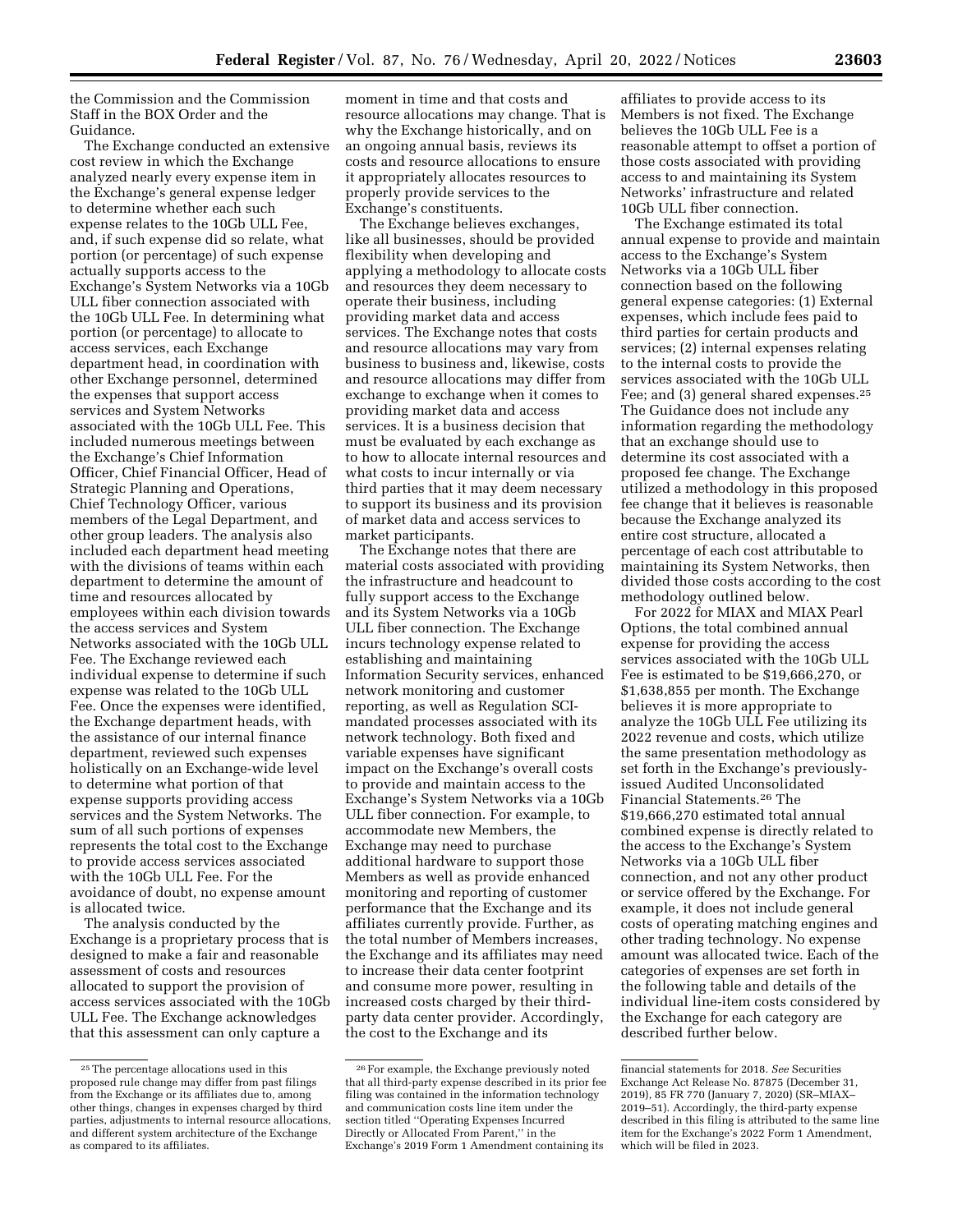the Commission and the Commission Staff in the BOX Order and the Guidance.

The Exchange conducted an extensive cost review in which the Exchange analyzed nearly every expense item in the Exchange's general expense ledger to determine whether each such expense relates to the 10Gb ULL Fee, and, if such expense did so relate, what portion (or percentage) of such expense actually supports access to the Exchange's System Networks via a 10Gb ULL fiber connection associated with the 10Gb ULL Fee. In determining what portion (or percentage) to allocate to access services, each Exchange department head, in coordination with other Exchange personnel, determined the expenses that support access services and System Networks associated with the 10Gb ULL Fee. This included numerous meetings between the Exchange's Chief Information Officer, Chief Financial Officer, Head of Strategic Planning and Operations, Chief Technology Officer, various members of the Legal Department, and other group leaders. The analysis also included each department head meeting with the divisions of teams within each department to determine the amount of time and resources allocated by employees within each division towards the access services and System Networks associated with the 10Gb ULL Fee. The Exchange reviewed each individual expense to determine if such expense was related to the 10Gb ULL Fee. Once the expenses were identified, the Exchange department heads, with the assistance of our internal finance department, reviewed such expenses holistically on an Exchange-wide level to determine what portion of that expense supports providing access services and the System Networks. The sum of all such portions of expenses represents the total cost to the Exchange to provide access services associated with the 10Gb ULL Fee. For the avoidance of doubt, no expense amount is allocated twice.

The analysis conducted by the Exchange is a proprietary process that is designed to make a fair and reasonable assessment of costs and resources allocated to support the provision of access services associated with the 10Gb ULL Fee. The Exchange acknowledges that this assessment can only capture a moment in time and that costs and resource allocations may change. That is why the Exchange historically, and on an ongoing annual basis, reviews its costs and resource allocations to ensure it appropriately allocates resources to properly provide services to the Exchange's constituents.

The Exchange believes exchanges, like all businesses, should be provided flexibility when developing and applying a methodology to allocate costs and resources they deem necessary to operate their business, including providing market data and access services. The Exchange notes that costs and resource allocations may vary from business to business and, likewise, costs and resource allocations may differ from exchange to exchange when it comes to providing market data and access services. It is a business decision that must be evaluated by each exchange as to how to allocate internal resources and what costs to incur internally or via third parties that it may deem necessary to support its business and its provision of market data and access services to market participants.

The Exchange notes that there are material costs associated with providing the infrastructure and headcount to fully support access to the Exchange and its System Networks via a 10Gb ULL fiber connection. The Exchange incurs technology expense related to establishing and maintaining Information Security services, enhanced network monitoring and customer reporting, as well as Regulation SCI-mandated processes associated with its network technology. Both fixed and variable expenses have significant impact on the Exchange's overall costs to provide and maintain access to the Exchange's System Networks via a 10Gb ULL fiber connection. For example, to accommodate new Members, the Exchange may need to purchase additional hardware to support those Members as well as provide enhanced monitoring and reporting of customer performance that the Exchange and its affiliates currently provide. Further, as the total number of Members increases, the Exchange and its affiliates may need to increase their data center footprint and consume more power, resulting in increased costs charged by their third-party data center provider. Accordingly, the cost to the Exchange and its affiliates to provide access to its Members is not fixed. The Exchange believes the 10Gb ULL Fee is a reasonable attempt to offset a portion of those costs associated with providing access to and maintaining its System Networks' infrastructure and related 10Gb ULL fiber connection.

The Exchange estimated its total annual expense to provide and maintain access to the Exchange's System Networks via a 10Gb ULL fiber connection based on the following general expense categories: (1) External expenses, which include fees paid to third parties for certain products and services; (2) internal expenses relating to the internal costs to provide the services associated with the 10Gb ULL Fee; and (3) general shared expenses.[25] The Guidance does not include any information regarding the methodology that an exchange should use to determine its cost associated with a proposed fee change. The Exchange utilized a methodology in this proposed fee change that it believes is reasonable because the Exchange analyzed its entire cost structure, allocated a percentage of each cost attributable to maintaining its System Networks, then divided those costs according to the cost methodology outlined below.

For 2022 for MIAX and MIAX Pearl Options, the total combined annual expense for providing the access services associated with the 10Gb ULL Fee is estimated to be $19,666,270, or $1,638,855 per month. The Exchange believes it is more appropriate to analyze the 10Gb ULL Fee utilizing its 2022 revenue and costs, which utilize the same presentation methodology as set forth in the Exchange's previously-issued Audited Unconsolidated Financial Statements.[26] The $19,666,270 estimated total annual combined expense is directly related to the access to the Exchange's System Networks via a 10Gb ULL fiber connection, and not any other product or service offered by the Exchange. For example, it does not include general costs of operating matching engines and other trading technology. No expense amount was allocated twice. Each of the categories of expenses are set forth in the following table and details of the individual line-item costs considered by the Exchange for each category are described further below.

[25] The percentage allocations used in this proposed rule change may differ from past filings from the Exchange or its affiliates due to, among other things, changes in expenses charged by third parties, adjustments to internal resource allocations, and different system architecture of the Exchange as compared to its affiliates.

[26] For example, the Exchange previously noted that all third-party expense described in its prior fee filing was contained in the information technology and communication costs line item under the section titled "Operating Expenses Incurred Directly or Allocated From Parent," in the Exchange's 2019 Form 1 Amendment containing its financial statements for 2018. *See* Securities Exchange Act Release No. 87875 (December 31, 2019), 85 FR 770 (January 7, 2020) (SR–MIAX–2019–51). Accordingly, the third-party expense described in this filing is attributed to the same line item for the Exchange's 2022 Form 1 Amendment, which will be filed in 2023.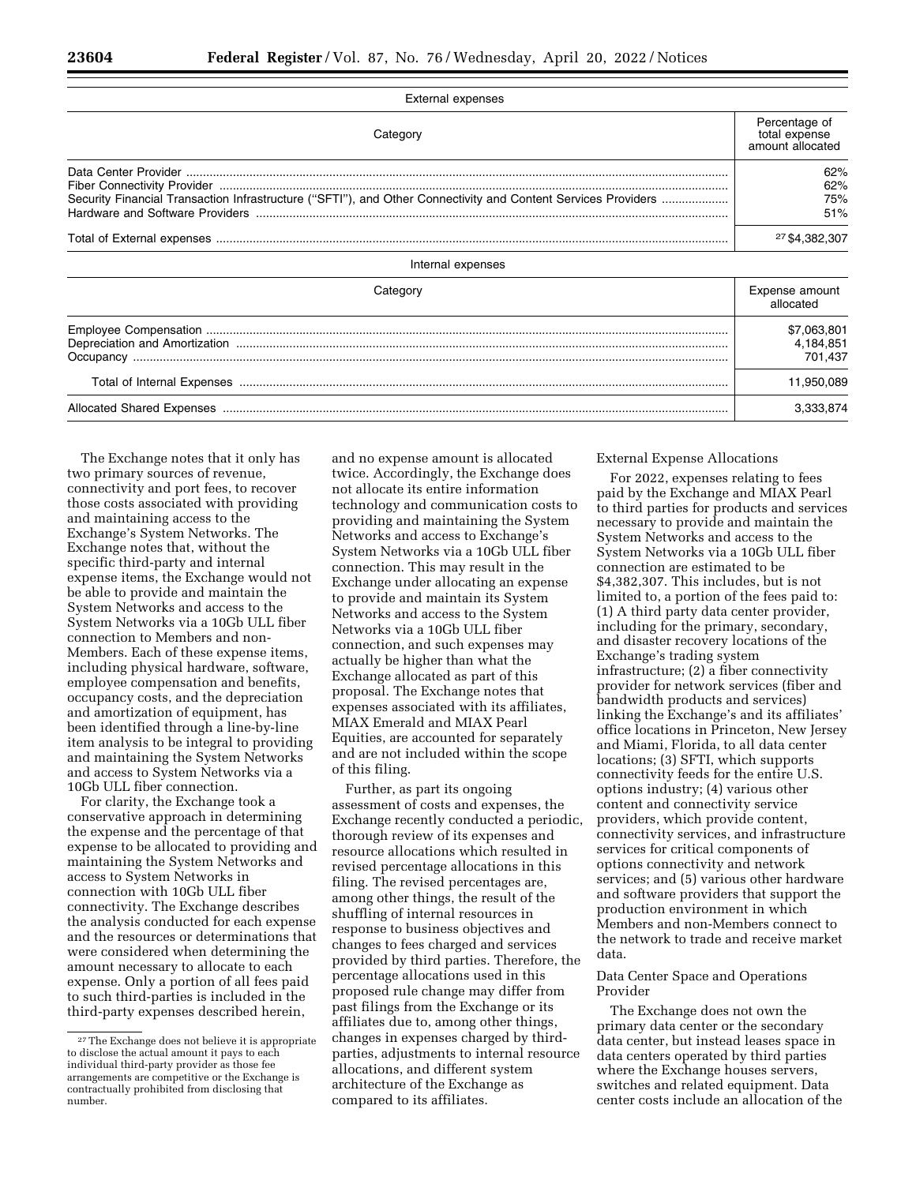External expenses

| Category | Percentage of total expense amount allocated |
| --- | --- |
| Data Center Provider | 62% |
| Fiber Connectivity Provider | 62% |
| Security Financial Transaction Infrastructure ("SFTI"), and Other Connectivity and Content Services Providers | 75% |
| Hardware and Software Providers | 51% |
| Total of External expenses | [27] $4,382,307 |

Internal expenses

| Category | Expense amount allocated |
| --- | --- |
| Employee Compensation | $7,063,801 |
| Depreciation and Amortization | 4,184,851 |
| Occupancy | 701,437 |
| Total of Internal Expenses | 11,950,089 |
| Allocated Shared Expenses | 3,333,874 |

The Exchange notes that it only has two primary sources of revenue, connectivity and port fees, to recover those costs associated with providing and maintaining access to the Exchange's System Networks. The Exchange notes that, without the specific third-party and internal expense items, the Exchange would not be able to provide and maintain the System Networks and access to the System Networks via a 10Gb ULL fiber connection to Members and non-Members. Each of these expense items, including physical hardware, software, employee compensation and benefits, occupancy costs, and the depreciation and amortization of equipment, has been identified through a line-by-line item analysis to be integral to providing and maintaining the System Networks and access to System Networks via a 10Gb ULL fiber connection.

For clarity, the Exchange took a conservative approach in determining the expense and the percentage of that expense to be allocated to providing and maintaining the System Networks and access to System Networks in connection with 10Gb ULL fiber connectivity. The Exchange describes the analysis conducted for each expense and the resources or determinations that were considered when determining the amount necessary to allocate to each expense. Only a portion of all fees paid to such third-parties is included in the third-party expenses described herein, and no expense amount is allocated twice. Accordingly, the Exchange does not allocate its entire information technology and communication costs to providing and maintaining the System Networks and access to Exchange's System Networks via a 10Gb ULL fiber connection. This may result in the Exchange under allocating an expense to provide and maintain its System Networks and access to the System Networks via a 10Gb ULL fiber connection, and such expenses may actually be higher than what the Exchange allocated as part of this proposal. The Exchange notes that expenses associated with its affiliates, MIAX Emerald and MIAX Pearl Equities, are accounted for separately and are not included within the scope of this filing.

Further, as part its ongoing assessment of costs and expenses, the Exchange recently conducted a periodic, thorough review of its expenses and resource allocations which resulted in revised percentage allocations in this filing. The revised percentages are, among other things, the result of the shuffling of internal resources in response to business objectives and changes to fees charged and services provided by third parties. Therefore, the percentage allocations used in this proposed rule change may differ from past filings from the Exchange or its affiliates due to, among other things, changes in expenses charged by third-parties, adjustments to internal resource allocations, and different system architecture of the Exchange as compared to its affiliates.

External Expense Allocations

For 2022, expenses relating to fees paid by the Exchange and MIAX Pearl to third parties for products and services necessary to provide and maintain the System Networks and access to the System Networks via a 10Gb ULL fiber connection are estimated to be $4,382,307. This includes, but is not limited to, a portion of the fees paid to: (1) A third party data center provider, including for the primary, secondary, and disaster recovery locations of the Exchange's trading system infrastructure; (2) a fiber connectivity provider for network services (fiber and bandwidth products and services) linking the Exchange's and its affiliates' office locations in Princeton, New Jersey and Miami, Florida, to all data center locations; (3) SFTI, which supports connectivity feeds for the entire U.S. options industry; (4) various other content and connectivity service providers, which provide content, connectivity services, and infrastructure services for critical components of options connectivity and network services; and (5) various other hardware and software providers that support the production environment in which Members and non-Members connect to the network to trade and receive market data.

Data Center Space and Operations Provider

The Exchange does not own the primary data center or the secondary data center, but instead leases space in data centers operated by third parties where the Exchange houses servers, switches and related equipment. Data center costs include an allocation of the

[27] The Exchange does not believe it is appropriate to disclose the actual amount it pays to each individual third-party provider as those fee arrangements are competitive or the Exchange is contractually prohibited from disclosing that number.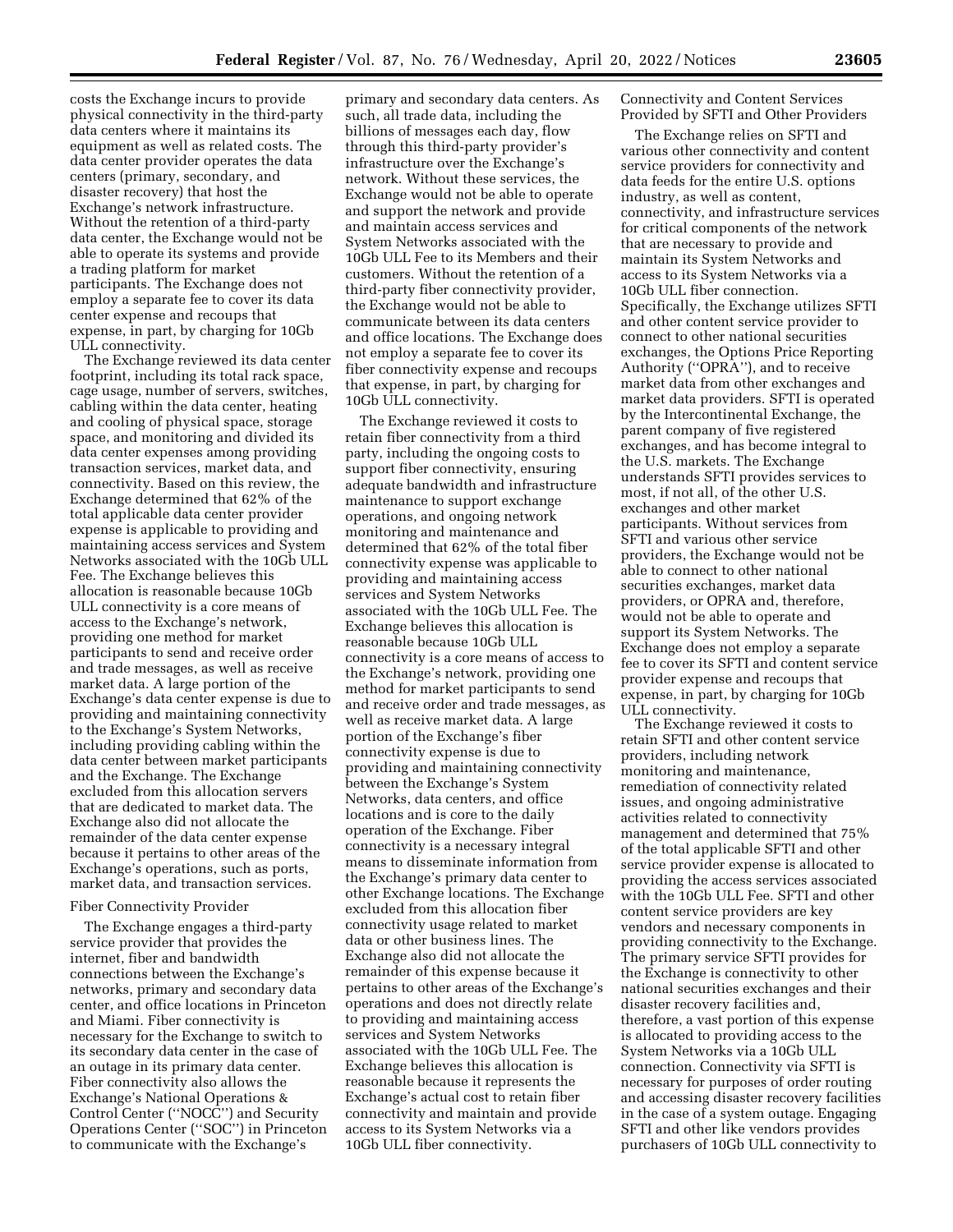costs the Exchange incurs to provide physical connectivity in the third-party data centers where it maintains its equipment as well as related costs. The data center provider operates the data centers (primary, secondary, and disaster recovery) that host the Exchange's network infrastructure. Without the retention of a third-party data center, the Exchange would not be able to operate its systems and provide a trading platform for market participants. The Exchange does not employ a separate fee to cover its data center expense and recoups that expense, in part, by charging for 10Gb ULL connectivity.

The Exchange reviewed its data center footprint, including its total rack space, cage usage, number of servers, switches, cabling within the data center, heating and cooling of physical space, storage space, and monitoring and divided its data center expenses among providing transaction services, market data, and connectivity. Based on this review, the Exchange determined that 62% of the total applicable data center provider expense is applicable to providing and maintaining access services and System Networks associated with the 10Gb ULL Fee. The Exchange believes this allocation is reasonable because 10Gb ULL connectivity is a core means of access to the Exchange's network, providing one method for market participants to send and receive order and trade messages, as well as receive market data. A large portion of the Exchange's data center expense is due to providing and maintaining connectivity to the Exchange's System Networks, including providing cabling within the data center between market participants and the Exchange. The Exchange excluded from this allocation servers that are dedicated to market data. The Exchange also did not allocate the remainder of the data center expense because it pertains to other areas of the Exchange's operations, such as ports, market data, and transaction services.

### Fiber Connectivity Provider

The Exchange engages a third-party service provider that provides the internet, fiber and bandwidth connections between the Exchange's networks, primary and secondary data center, and office locations in Princeton and Miami. Fiber connectivity is necessary for the Exchange to switch to its secondary data center in the case of an outage in its primary data center. Fiber connectivity also allows the Exchange's National Operations & Control Center (''NOCC'') and Security Operations Center (''SOC'') in Princeton to communicate with the Exchange's primary and secondary data centers. As such, all trade data, including the billions of messages each day, flow through this third-party provider's infrastructure over the Exchange's network. Without these services, the Exchange would not be able to operate and support the network and provide and maintain access services and System Networks associated with the 10Gb ULL Fee to its Members and their customers. Without the retention of a third-party fiber connectivity provider, the Exchange would not be able to communicate between its data centers and office locations. The Exchange does not employ a separate fee to cover its fiber connectivity expense and recoups that expense, in part, by charging for 10Gb ULL connectivity.

The Exchange reviewed it costs to retain fiber connectivity from a third party, including the ongoing costs to support fiber connectivity, ensuring adequate bandwidth and infrastructure maintenance to support exchange operations, and ongoing network monitoring and maintenance and determined that 62% of the total fiber connectivity expense was applicable to providing and maintaining access services and System Networks associated with the 10Gb ULL Fee. The Exchange believes this allocation is reasonable because 10Gb ULL connectivity is a core means of access to the Exchange's network, providing one method for market participants to send and receive order and trade messages, as well as receive market data. A large portion of the Exchange's fiber connectivity expense is due to providing and maintaining connectivity between the Exchange's System Networks, data centers, and office locations and is core to the daily operation of the Exchange. Fiber connectivity is a necessary integral means to disseminate information from the Exchange's primary data center to other Exchange locations. The Exchange excluded from this allocation fiber connectivity usage related to market data or other business lines. The Exchange also did not allocate the remainder of this expense because it pertains to other areas of the Exchange's operations and does not directly relate to providing and maintaining access services and System Networks associated with the 10Gb ULL Fee. The Exchange believes this allocation is reasonable because it represents the Exchange's actual cost to retain fiber connectivity and maintain and provide access to its System Networks via a 10Gb ULL fiber connectivity.

### Connectivity and Content Services Provided by SFTI and Other Providers

The Exchange relies on SFTI and various other connectivity and content service providers for connectivity and data feeds for the entire U.S. options industry, as well as content, connectivity, and infrastructure services for critical components of the network that are necessary to provide and maintain its System Networks and access to its System Networks via a 10Gb ULL fiber connection. Specifically, the Exchange utilizes SFTI and other content service provider to connect to other national securities exchanges, the Options Price Reporting Authority (''OPRA''), and to receive market data from other exchanges and market data providers. SFTI is operated by the Intercontinental Exchange, the parent company of five registered exchanges, and has become integral to the U.S. markets. The Exchange understands SFTI provides services to most, if not all, of the other U.S. exchanges and other market participants. Without services from SFTI and various other service providers, the Exchange would not be able to connect to other national securities exchanges, market data providers, or OPRA and, therefore, would not be able to operate and support its System Networks. The Exchange does not employ a separate fee to cover its SFTI and content service provider expense and recoups that expense, in part, by charging for 10Gb ULL connectivity.

The Exchange reviewed it costs to retain SFTI and other content service providers, including network monitoring and maintenance, remediation of connectivity related issues, and ongoing administrative activities related to connectivity management and determined that 75% of the total applicable SFTI and other service provider expense is allocated to providing the access services associated with the 10Gb ULL Fee. SFTI and other content service providers are key vendors and necessary components in providing connectivity to the Exchange. The primary service SFTI provides for the Exchange is connectivity to other national securities exchanges and their disaster recovery facilities and, therefore, a vast portion of this expense is allocated to providing access to the System Networks via a 10Gb ULL connection. Connectivity via SFTI is necessary for purposes of order routing and accessing disaster recovery facilities in the case of a system outage. Engaging SFTI and other like vendors provides purchasers of 10Gb ULL connectivity to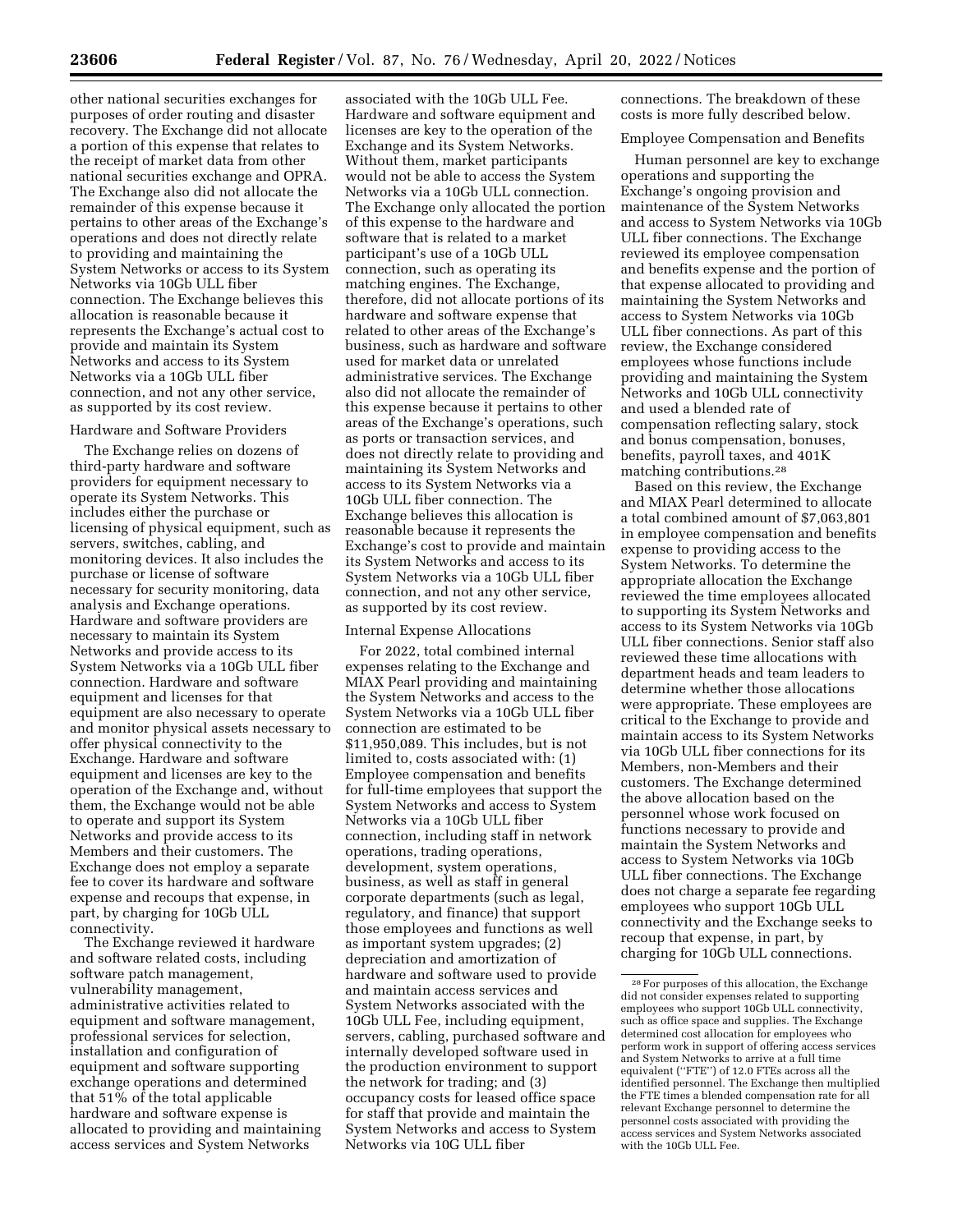other national securities exchanges for purposes of order routing and disaster recovery. The Exchange did not allocate a portion of this expense that relates to the receipt of market data from other national securities exchange and OPRA. The Exchange also did not allocate the remainder of this expense because it pertains to other areas of the Exchange's operations and does not directly relate to providing and maintaining the System Networks or access to its System Networks via 10Gb ULL fiber connection. The Exchange believes this allocation is reasonable because it represents the Exchange's actual cost to provide and maintain its System Networks and access to its System Networks via a 10Gb ULL fiber connection, and not any other service, as supported by its cost review.

Hardware and Software Providers

The Exchange relies on dozens of third-party hardware and software providers for equipment necessary to operate its System Networks. This includes either the purchase or licensing of physical equipment, such as servers, switches, cabling, and monitoring devices. It also includes the purchase or license of software necessary for security monitoring, data analysis and Exchange operations. Hardware and software providers are necessary to maintain its System Networks and provide access to its System Networks via a 10Gb ULL fiber connection. Hardware and software equipment and licenses for that equipment are also necessary to operate and monitor physical assets necessary to offer physical connectivity to the Exchange. Hardware and software equipment and licenses are key to the operation of the Exchange and, without them, the Exchange would not be able to operate and support its System Networks and provide access to its Members and their customers. The Exchange does not employ a separate fee to cover its hardware and software expense and recoups that expense, in part, by charging for 10Gb ULL connectivity.

The Exchange reviewed it hardware and software related costs, including software patch management, vulnerability management, administrative activities related to equipment and software management, professional services for selection, installation and configuration of equipment and software supporting exchange operations and determined that 51% of the total applicable hardware and software expense is allocated to providing and maintaining access services and System Networks associated with the 10Gb ULL Fee. Hardware and software equipment and licenses are key to the operation of the Exchange and its System Networks. Without them, market participants would not be able to access the System Networks via a 10Gb ULL connection. The Exchange only allocated the portion of this expense to the hardware and software that is related to a market participant's use of a 10Gb ULL connection, such as operating its matching engines. The Exchange, therefore, did not allocate portions of its hardware and software expense that related to other areas of the Exchange's business, such as hardware and software used for market data or unrelated administrative services. The Exchange also did not allocate the remainder of this expense because it pertains to other areas of the Exchange's operations, such as ports or transaction services, and does not directly relate to providing and maintaining its System Networks and access to its System Networks via a 10Gb ULL fiber connection. The Exchange believes this allocation is reasonable because it represents the Exchange's cost to provide and maintain its System Networks and access to its System Networks via a 10Gb ULL fiber connection, and not any other service, as supported by its cost review.

Internal Expense Allocations

For 2022, total combined internal expenses relating to the Exchange and MIAX Pearl providing and maintaining the System Networks and access to the System Networks via a 10Gb ULL fiber connection are estimated to be $11,950,089. This includes, but is not limited to, costs associated with: (1) Employee compensation and benefits for full-time employees that support the System Networks and access to System Networks via a 10Gb ULL fiber connection, including staff in network operations, trading operations, development, system operations, business, as well as staff in general corporate departments (such as legal, regulatory, and finance) that support those employees and functions as well as important system upgrades; (2) depreciation and amortization of hardware and software used to provide and maintain access services and System Networks associated with the 10Gb ULL Fee, including equipment, servers, cabling, purchased software and internally developed software used in the production environment to support the network for trading; and (3) occupancy costs for leased office space for staff that provide and maintain the System Networks and access to System Networks via 10G ULL fiber connections. The breakdown of these costs is more fully described below.

Employee Compensation and Benefits

Human personnel are key to exchange operations and supporting the Exchange's ongoing provision and maintenance of the System Networks and access to System Networks via 10Gb ULL fiber connections. The Exchange reviewed its employee compensation and benefits expense and the portion of that expense allocated to providing and maintaining the System Networks and access to System Networks via 10Gb ULL fiber connections. As part of this review, the Exchange considered employees whose functions include providing and maintaining the System Networks and 10Gb ULL connectivity and used a blended rate of compensation reflecting salary, stock and bonus compensation, bonuses, benefits, payroll taxes, and 401K matching contributions.[28]

Based on this review, the Exchange and MIAX Pearl determined to allocate a total combined amount of $7,063,801 in employee compensation and benefits expense to providing access to the System Networks. To determine the appropriate allocation the Exchange reviewed the time employees allocated to supporting its System Networks and access to its System Networks via 10Gb ULL fiber connections. Senior staff also reviewed these time allocations with department heads and team leaders to determine whether those allocations were appropriate. These employees are critical to the Exchange to provide and maintain access to its System Networks via 10Gb ULL fiber connections for its Members, non-Members and their customers. The Exchange determined the above allocation based on the personnel whose work focused on functions necessary to provide and maintain the System Networks and access to System Networks via 10Gb ULL fiber connections. The Exchange does not charge a separate fee regarding employees who support 10Gb ULL connectivity and the Exchange seeks to recoup that expense, in part, by charging for 10Gb ULL connections.

[28] For purposes of this allocation, the Exchange did not consider expenses related to supporting employees who support 10Gb ULL connectivity, such as office space and supplies. The Exchange determined cost allocation for employees who perform work in support of offering access services and System Networks to arrive at a full time equivalent ("FTE") of 12.0 FTEs across all the identified personnel. The Exchange then multiplied the FTE times a blended compensation rate for all relevant Exchange personnel to determine the personnel costs associated with providing the access services and System Networks associated with the 10Gb ULL Fee.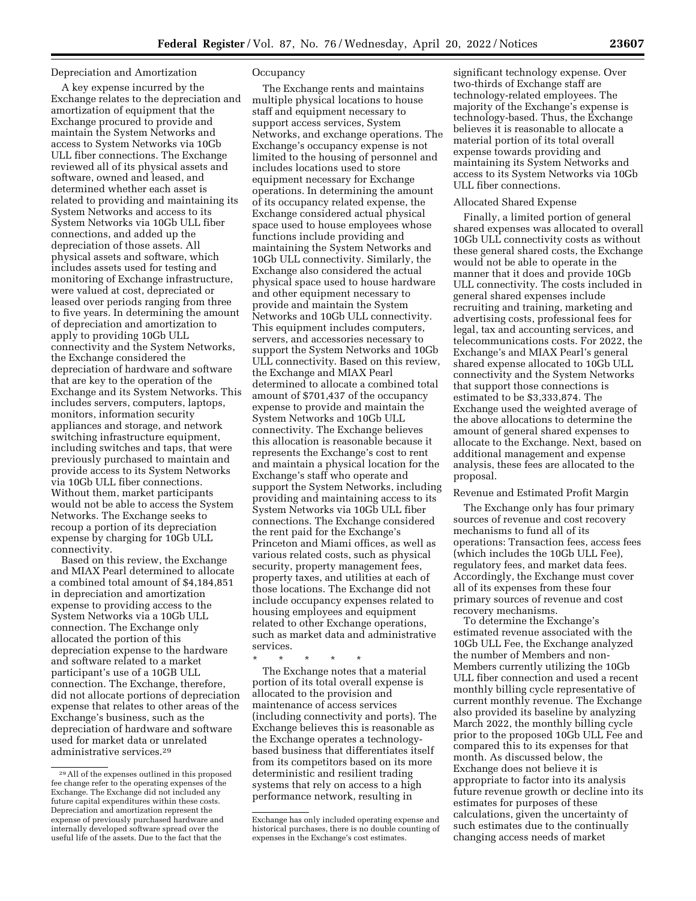Depreciation and Amortization

A key expense incurred by the Exchange relates to the depreciation and amortization of equipment that the Exchange procured to provide and maintain the System Networks and access to System Networks via 10Gb ULL fiber connections. The Exchange reviewed all of its physical assets and software, owned and leased, and determined whether each asset is related to providing and maintaining its System Networks and access to its System Networks via 10Gb ULL fiber connections, and added up the depreciation of those assets. All physical assets and software, which includes assets used for testing and monitoring of Exchange infrastructure, were valued at cost, depreciated or leased over periods ranging from three to five years. In determining the amount of depreciation and amortization to apply to providing 10Gb ULL connectivity and the System Networks, the Exchange considered the depreciation of hardware and software that are key to the operation of the Exchange and its System Networks. This includes servers, computers, laptops, monitors, information security appliances and storage, and network switching infrastructure equipment, including switches and taps, that were previously purchased to maintain and provide access to its System Networks via 10Gb ULL fiber connections. Without them, market participants would not be able to access the System Networks. The Exchange seeks to recoup a portion of its depreciation expense by charging for 10Gb ULL connectivity.

Based on this review, the Exchange and MIAX Pearl determined to allocate a combined total amount of $4,184,851 in depreciation and amortization expense to providing access to the System Networks via a 10Gb ULL connection. The Exchange only allocated the portion of this depreciation expense to the hardware and software related to a market participant's use of a 10GB ULL connection. The Exchange, therefore, did not allocate portions of depreciation expense that relates to other areas of the Exchange's business, such as the depreciation of hardware and software used for market data or unrelated administrative services.[29]

Occupancy

The Exchange rents and maintains multiple physical locations to house staff and equipment necessary to support access services, System Networks, and exchange operations. The Exchange's occupancy expense is not limited to the housing of personnel and includes locations used to store equipment necessary for Exchange operations. In determining the amount of its occupancy related expense, the Exchange considered actual physical space used to house employees whose functions include providing and maintaining the System Networks and 10Gb ULL connectivity. Similarly, the Exchange also considered the actual physical space used to house hardware and other equipment necessary to provide and maintain the System Networks and 10Gb ULL connectivity. This equipment includes computers, servers, and accessories necessary to support the System Networks and 10Gb ULL connectivity. Based on this review, the Exchange and MIAX Pearl determined to allocate a combined total amount of $701,437 of the occupancy expense to provide and maintain the System Networks and 10Gb ULL connectivity. The Exchange believes this allocation is reasonable because it represents the Exchange's cost to rent and maintain a physical location for the Exchange's staff who operate and support the System Networks, including providing and maintaining access to its System Networks via 10Gb ULL fiber connections. The Exchange considered the rent paid for the Exchange's Princeton and Miami offices, as well as various related costs, such as physical security, property management fees, property taxes, and utilities at each of those locations. The Exchange did not include occupancy expenses related to housing employees and equipment related to other Exchange operations, such as market data and administrative services.

\* \* \* \* \*

The Exchange notes that a material portion of its total overall expense is allocated to the provision and maintenance of access services (including connectivity and ports). The Exchange believes this is reasonable as the Exchange operates a technology-based business that differentiates itself from its competitors based on its more deterministic and resilient trading systems that rely on access to a high performance network, resulting in significant technology expense. Over two-thirds of Exchange staff are technology-related employees. The majority of the Exchange's expense is technology-based. Thus, the Exchange believes it is reasonable to allocate a material portion of its total overall expense towards providing and maintaining its System Networks and access to its System Networks via 10Gb ULL fiber connections.

Allocated Shared Expense

Finally, a limited portion of general shared expenses was allocated to overall 10Gb ULL connectivity costs as without these general shared costs, the Exchange would not be able to operate in the manner that it does and provide 10Gb ULL connectivity. The costs included in general shared expenses include recruiting and training, marketing and advertising costs, professional fees for legal, tax and accounting services, and telecommunications costs. For 2022, the Exchange's and MIAX Pearl's general shared expense allocated to 10Gb ULL connectivity and the System Networks that support those connections is estimated to be $3,333,874. The Exchange used the weighted average of the above allocations to determine the amount of general shared expenses to allocate to the Exchange. Next, based on additional management and expense analysis, these fees are allocated to the proposal.

Revenue and Estimated Profit Margin

The Exchange only has four primary sources of revenue and cost recovery mechanisms to fund all of its operations: Transaction fees, access fees (which includes the 10Gb ULL Fee), regulatory fees, and market data fees. Accordingly, the Exchange must cover all of its expenses from these four primary sources of revenue and cost recovery mechanisms.

To determine the Exchange's estimated revenue associated with the 10Gb ULL Fee, the Exchange analyzed the number of Members and non-Members currently utilizing the 10Gb ULL fiber connection and used a recent monthly billing cycle representative of current monthly revenue. The Exchange also provided its baseline by analyzing March 2022, the monthly billing cycle prior to the proposed 10Gb ULL Fee and compared this to its expenses for that month. As discussed below, the Exchange does not believe it is appropriate to factor into its analysis future revenue growth or decline into its estimates for purposes of these calculations, given the uncertainty of such estimates due to the continually changing access needs of market

---

[29] All of the expenses outlined in this proposed fee change refer to the operating expenses of the Exchange. The Exchange did not included any future capital expenditures within these costs. Depreciation and amortization represent the expense of previously purchased hardware and internally developed software spread over the useful life of the assets. Due to the fact that the Exchange has only included operating expense and historical purchases, there is no double counting of expenses in the Exchange's cost estimates.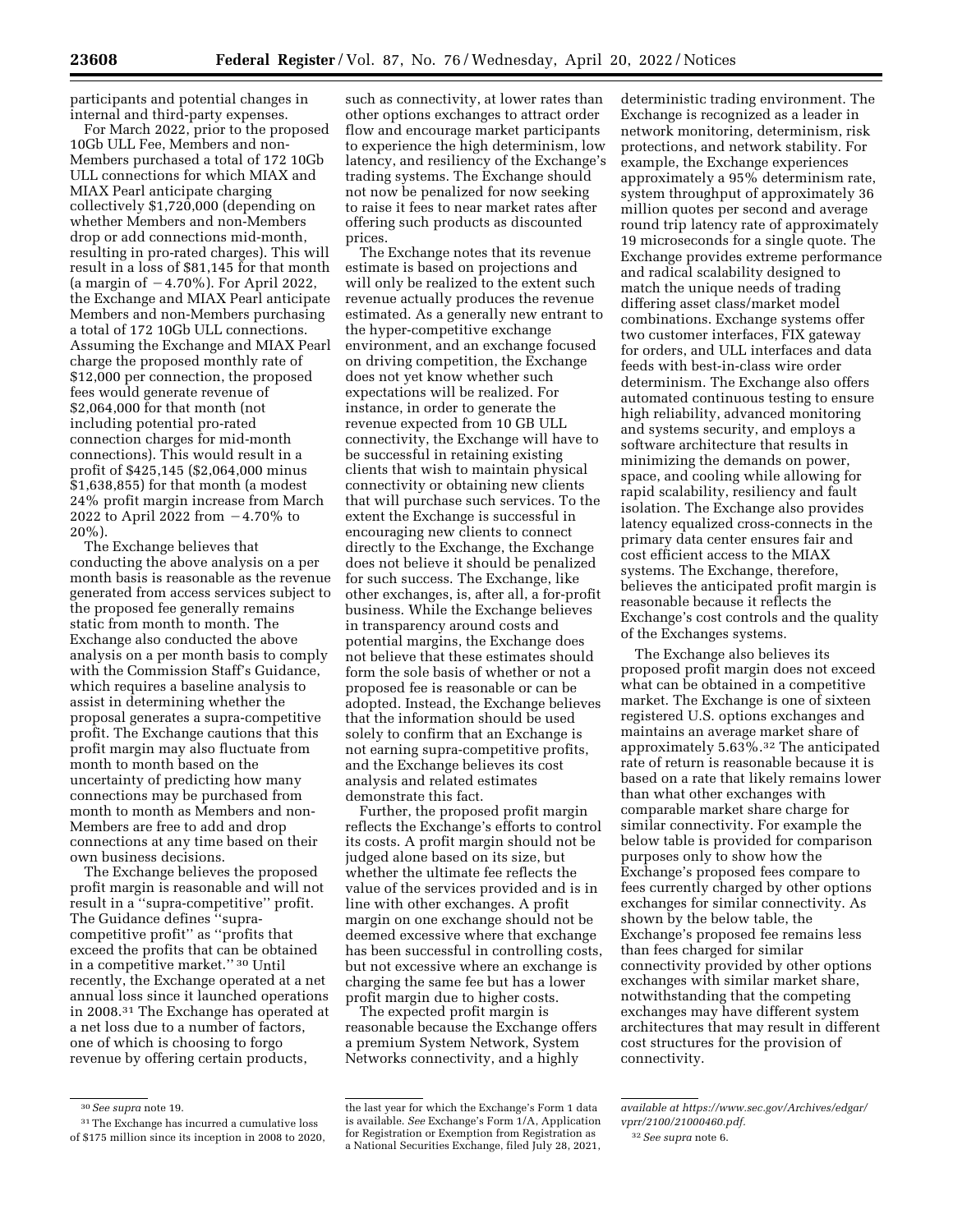participants and potential changes in internal and third-party expenses.

For March 2022, prior to the proposed 10Gb ULL Fee, Members and non-Members purchased a total of 172 10Gb ULL connections for which MIAX and MIAX Pearl anticipate charging collectively $1,720,000 (depending on whether Members and non-Members drop or add connections mid-month, resulting in pro-rated charges). This will result in a loss of $81,145 for that month (a margin of −4.70%). For April 2022, the Exchange and MIAX Pearl anticipate Members and non-Members purchasing a total of 172 10Gb ULL connections. Assuming the Exchange and MIAX Pearl charge the proposed monthly rate of $12,000 per connection, the proposed fees would generate revenue of $2,064,000 for that month (not including potential pro-rated connection charges for mid-month connections). This would result in a profit of $425,145 ($2,064,000 minus $1,638,855) for that month (a modest 24% profit margin increase from March 2022 to April 2022 from −4.70% to 20%).

The Exchange believes that conducting the above analysis on a per month basis is reasonable as the revenue generated from access services subject to the proposed fee generally remains static from month to month. The Exchange also conducted the above analysis on a per month basis to comply with the Commission Staff's Guidance, which requires a baseline analysis to assist in determining whether the proposal generates a supra-competitive profit. The Exchange cautions that this profit margin may also fluctuate from month to month based on the uncertainty of predicting how many connections may be purchased from month to month as Members and non-Members are free to add and drop connections at any time based on their own business decisions.

The Exchange believes the proposed profit margin is reasonable and will not result in a ''supra-competitive'' profit. The Guidance defines ''supra-competitive profit'' as ''profits that exceed the profits that can be obtained in a competitive market.'' [30] Until recently, the Exchange operated at a net annual loss since it launched operations in 2008.[31] The Exchange has operated at a net loss due to a number of factors, one of which is choosing to forgo revenue by offering certain products, such as connectivity, at lower rates than other options exchanges to attract order flow and encourage market participants to experience the high determinism, low latency, and resiliency of the Exchange's trading systems. The Exchange should not now be penalized for now seeking to raise it fees to near market rates after offering such products as discounted prices.

The Exchange notes that its revenue estimate is based on projections and will only be realized to the extent such revenue actually produces the revenue estimated. As a generally new entrant to the hyper-competitive exchange environment, and an exchange focused on driving competition, the Exchange does not yet know whether such expectations will be realized. For instance, in order to generate the revenue expected from 10 GB ULL connectivity, the Exchange will have to be successful in retaining existing clients that wish to maintain physical connectivity or obtaining new clients that will purchase such services. To the extent the Exchange is successful in encouraging new clients to connect directly to the Exchange, the Exchange does not believe it should be penalized for such success. The Exchange, like other exchanges, is, after all, a for-profit business. While the Exchange believes in transparency around costs and potential margins, the Exchange does not believe that these estimates should form the sole basis of whether or not a proposed fee is reasonable or can be adopted. Instead, the Exchange believes that the information should be used solely to confirm that an Exchange is not earning supra-competitive profits, and the Exchange believes its cost analysis and related estimates demonstrate this fact.

Further, the proposed profit margin reflects the Exchange's efforts to control its costs. A profit margin should not be judged alone based on its size, but whether the ultimate fee reflects the value of the services provided and is in line with other exchanges. A profit margin on one exchange should not be deemed excessive where that exchange has been successful in controlling costs, but not excessive where an exchange is charging the same fee but has a lower profit margin due to higher costs.

The expected profit margin is reasonable because the Exchange offers a premium System Network, System Networks connectivity, and a highly deterministic trading environment. The Exchange is recognized as a leader in network monitoring, determinism, risk protections, and network stability. For example, the Exchange experiences approximately a 95% determinism rate, system throughput of approximately 36 million quotes per second and average round trip latency rate of approximately 19 microseconds for a single quote. The Exchange provides extreme performance and radical scalability designed to match the unique needs of trading differing asset class/market model combinations. Exchange systems offer two customer interfaces, FIX gateway for orders, and ULL interfaces and data feeds with best-in-class wire order determinism. The Exchange also offers automated continuous testing to ensure high reliability, advanced monitoring and systems security, and employs a software architecture that results in minimizing the demands on power, space, and cooling while allowing for rapid scalability, resiliency and fault isolation. The Exchange also provides latency equalized cross-connects in the primary data center ensures fair and cost efficient access to the MIAX systems. The Exchange, therefore, believes the anticipated profit margin is reasonable because it reflects the Exchange's cost controls and the quality of the Exchanges systems.

The Exchange also believes its proposed profit margin does not exceed what can be obtained in a competitive market. The Exchange is one of sixteen registered U.S. options exchanges and maintains an average market share of approximately 5.63%.[32] The anticipated rate of return is reasonable because it is based on a rate that likely remains lower than what other exchanges with comparable market share charge for similar connectivity. For example the below table is provided for comparison purposes only to show how the Exchange's proposed fees compare to fees currently charged by other options exchanges for similar connectivity. As shown by the below table, the Exchange's proposed fee remains less than fees charged for similar connectivity provided by other options exchanges with similar market share, notwithstanding that the competing exchanges may have different system architectures that may result in different cost structures for the provision of connectivity.

---

[30] *See supra* note 19.

[31] The Exchange has incurred a cumulative loss of $175 million since its inception in 2008 to 2020, the last year for which the Exchange's Form 1 data is available. *See* Exchange's Form 1/A, Application for Registration or Exemption from Registration as a National Securities Exchange, filed July 28, 2021, *available at https://www.sec.gov/Archives/edgar/vprr/2100/21000460.pdf.*

[32] *See supra* note 6.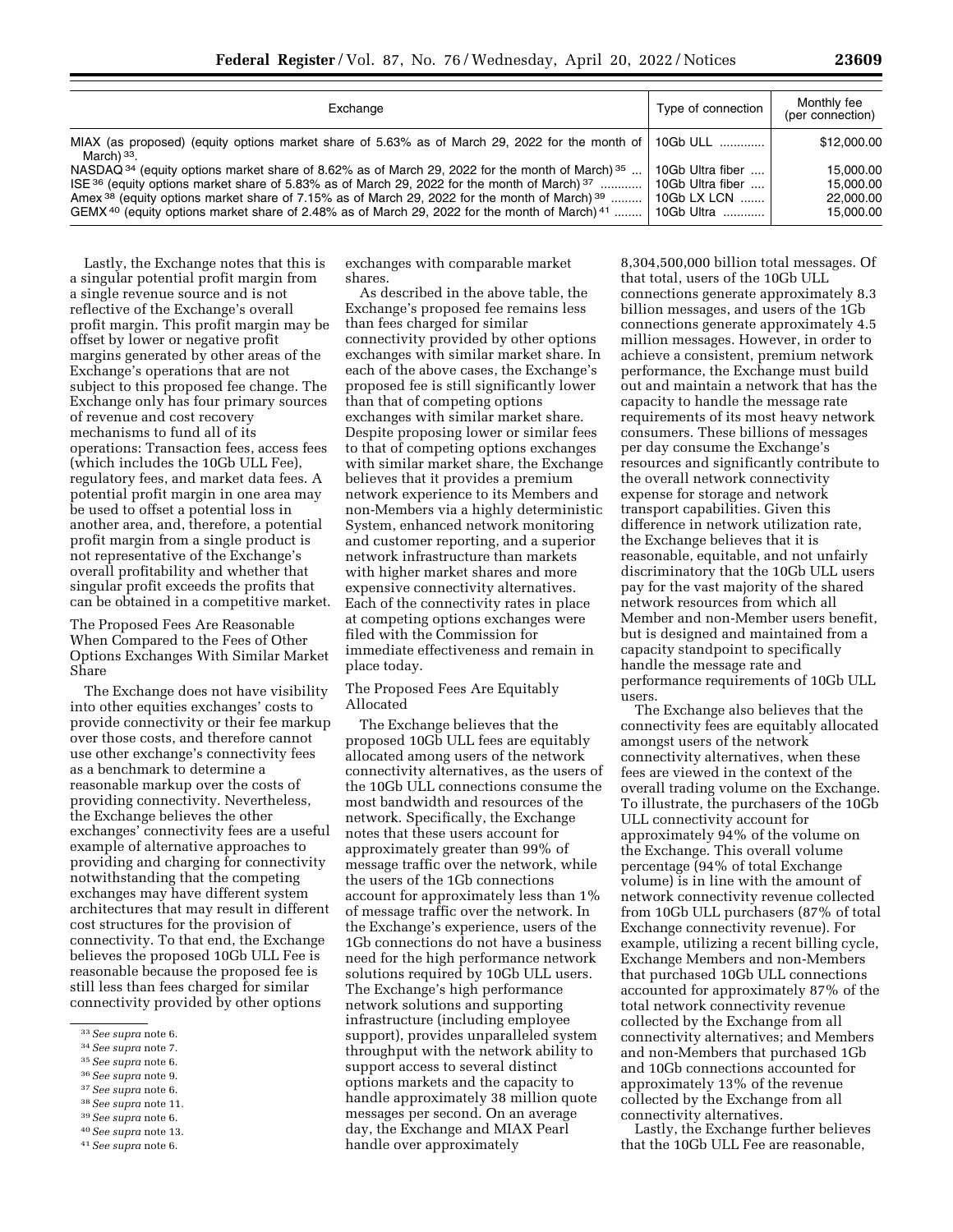| Exchange | Type of connection | Monthly fee (per connection) |
| --- | --- | --- |
| MIAX (as proposed) (equity options market share of 5.63% as of March 29, 2022 for the month of March) [33]. | 10Gb ULL | $12,000.00 |
| NASDAQ [34] (equity options market share of 8.62% as of March 29, 2022 for the month of March) [35] | 10Gb Ultra fiber | 15,000.00 |
| ISE [36] (equity options market share of 5.83% as of March 29, 2022 for the month of March) [37] | 10Gb Ultra fiber | 15,000.00 |
| Amex [38] (equity options market share of 7.15% as of March 29, 2022 for the month of March) [39] | 10Gb LX LCN | 22,000.00 |
| GEMX [40] (equity options market share of 2.48% as of March 29, 2022 for the month of March) [41] | 10Gb Ultra | 15,000.00 |

Lastly, the Exchange notes that this is a singular potential profit margin from a single revenue source and is not reflective of the Exchange's overall profit margin. This profit margin may be offset by lower or negative profit margins generated by other areas of the Exchange's operations that are not subject to this proposed fee change. The Exchange only has four primary sources of revenue and cost recovery mechanisms to fund all of its operations: Transaction fees, access fees (which includes the 10Gb ULL Fee), regulatory fees, and market data fees. A potential profit margin in one area may be used to offset a potential loss in another area, and, therefore, a potential profit margin from a single product is not representative of the Exchange's overall profitability and whether that singular profit exceeds the profits that can be obtained in a competitive market.

The Proposed Fees Are Reasonable When Compared to the Fees of Other Options Exchanges With Similar Market Share

The Exchange does not have visibility into other equities exchanges' costs to provide connectivity or their fee markup over those costs, and therefore cannot use other exchange's connectivity fees as a benchmark to determine a reasonable markup over the costs of providing connectivity. Nevertheless, the Exchange believes the other exchanges' connectivity fees are a useful example of alternative approaches to providing and charging for connectivity notwithstanding that the competing exchanges may have different system architectures that may result in different cost structures for the provision of connectivity. To that end, the Exchange believes the proposed 10Gb ULL Fee is reasonable because the proposed fee is still less than fees charged for similar connectivity provided by other options exchanges with comparable market shares.

As described in the above table, the Exchange's proposed fee remains less than fees charged for similar connectivity provided by other options exchanges with similar market share. In each of the above cases, the Exchange's proposed fee is still significantly lower than that of competing options exchanges with similar market share. Despite proposing lower or similar fees to that of competing options exchanges with similar market share, the Exchange believes that it provides a premium network experience to its Members and non-Members via a highly deterministic System, enhanced network monitoring and customer reporting, and a superior network infrastructure than markets with higher market shares and more expensive connectivity alternatives. Each of the connectivity rates in place at competing options exchanges were filed with the Commission for immediate effectiveness and remain in place today.

The Proposed Fees Are Equitably Allocated

The Exchange believes that the proposed 10Gb ULL fees are equitably allocated among users of the network connectivity alternatives, as the users of the 10Gb ULL connections consume the most bandwidth and resources of the network. Specifically, the Exchange notes that these users account for approximately greater than 99% of message traffic over the network, while the users of the 1Gb connections account for approximately less than 1% of message traffic over the network. In the Exchange's experience, users of the 1Gb connections do not have a business need for the high performance network solutions required by 10Gb ULL users. The Exchange's high performance network solutions and supporting infrastructure (including employee support), provides unparalleled system throughput with the network ability to support access to several distinct options markets and the capacity to handle approximately 38 million quote messages per second. On an average day, the Exchange and MIAX Pearl handle over approximately 8,304,500,000 billion total messages. Of that total, users of the 10Gb ULL connections generate approximately 8.3 billion messages, and users of the 1Gb connections generate approximately 4.5 million messages. However, in order to achieve a consistent, premium network performance, the Exchange must build out and maintain a network that has the capacity to handle the message rate requirements of its most heavy network consumers. These billions of messages per day consume the Exchange's resources and significantly contribute to the overall network connectivity expense for storage and network transport capabilities. Given this difference in network utilization rate, the Exchange believes that it is reasonable, equitable, and not unfairly discriminatory that the 10Gb ULL users pay for the vast majority of the shared network resources from which all Member and non-Member users benefit, but is designed and maintained from a capacity standpoint to specifically handle the message rate and performance requirements of 10Gb ULL users.

The Exchange also believes that the connectivity fees are equitably allocated amongst users of the network connectivity alternatives, when these fees are viewed in the context of the overall trading volume on the Exchange. To illustrate, the purchasers of the 10Gb ULL connectivity account for approximately 94% of the volume on the Exchange. This overall volume percentage (94% of total Exchange volume) is in line with the amount of network connectivity revenue collected from 10Gb ULL purchasers (87% of total Exchange connectivity revenue). For example, utilizing a recent billing cycle, Exchange Members and non-Members that purchased 10Gb ULL connections accounted for approximately 87% of the total network connectivity revenue collected by the Exchange from all connectivity alternatives; and Members and non-Members that purchased 1Gb and 10Gb connections accounted for approximately 13% of the revenue collected by the Exchange from all connectivity alternatives.

Lastly, the Exchange further believes that the 10Gb ULL Fee are reasonable,

[33] *See supra* note 6.

[34] *See supra* note 7.

[35] *See supra* note 6.

[36] *See supra* note 9.

[37] *See supra* note 6.

[38] *See supra* note 11.

[39] *See supra* note 6.

[40] *See supra* note 13.

[41] *See supra* note 6.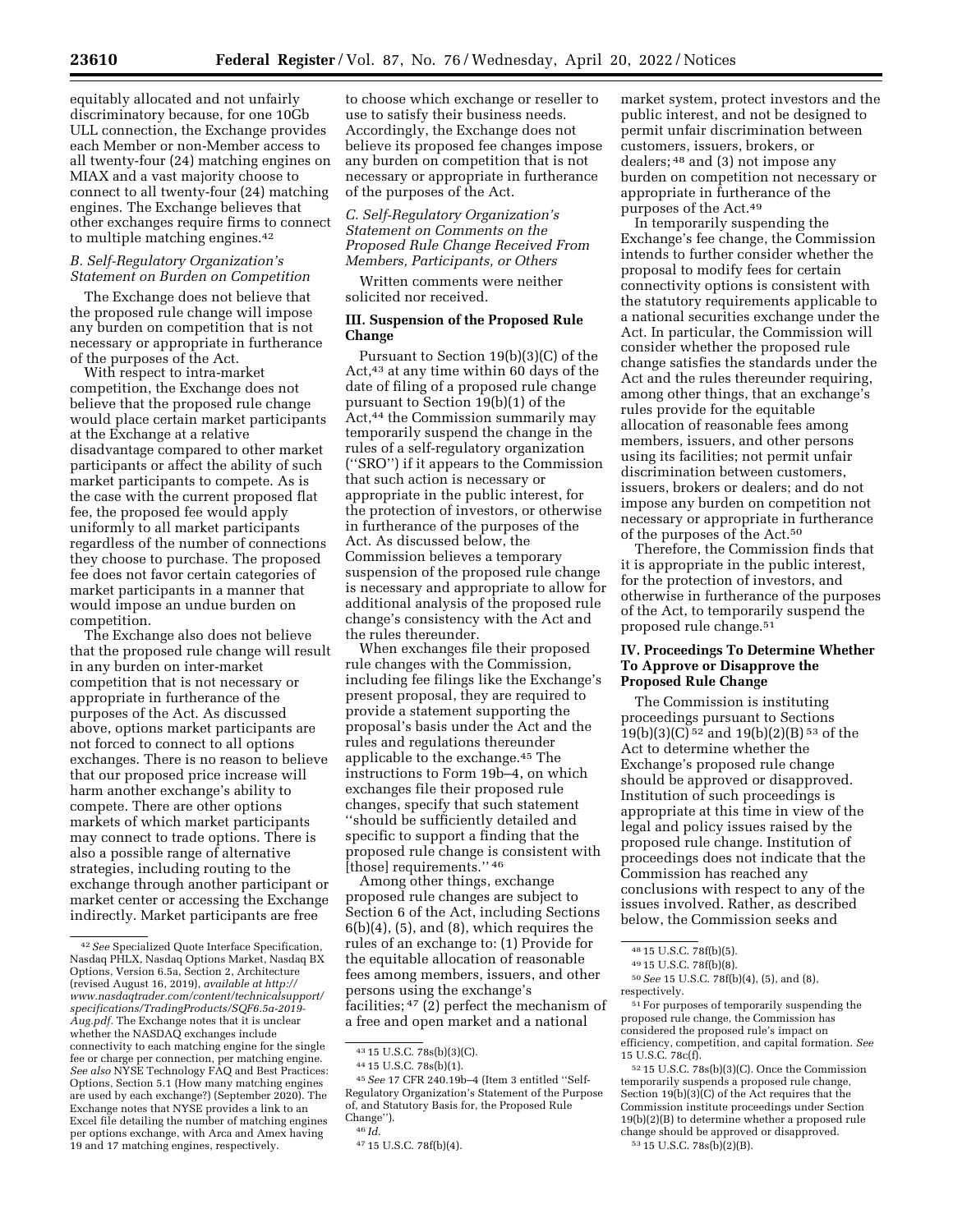equitably allocated and not unfairly discriminatory because, for one 10Gb ULL connection, the Exchange provides each Member or non-Member access to all twenty-four (24) matching engines on MIAX and a vast majority choose to connect to all twenty-four (24) matching engines. The Exchange believes that other exchanges require firms to connect to multiple matching engines.[42]

### *B. Self-Regulatory Organization's Statement on Burden on Competition*

The Exchange does not believe that the proposed rule change will impose any burden on competition that is not necessary or appropriate in furtherance of the purposes of the Act.

With respect to intra-market competition, the Exchange does not believe that the proposed rule change would place certain market participants at the Exchange at a relative disadvantage compared to other market participants or affect the ability of such market participants to compete. As is the case with the current proposed flat fee, the proposed fee would apply uniformly to all market participants regardless of the number of connections they choose to purchase. The proposed fee does not favor certain categories of market participants in a manner that would impose an undue burden on competition.

The Exchange also does not believe that the proposed rule change will result in any burden on inter-market competition that is not necessary or appropriate in furtherance of the purposes of the Act. As discussed above, options market participants are not forced to connect to all options exchanges. There is no reason to believe that our proposed price increase will harm another exchange's ability to compete. There are other options markets of which market participants may connect to trade options. There is also a possible range of alternative strategies, including routing to the exchange through another participant or market center or accessing the Exchange indirectly. Market participants are free to choose which exchange or reseller to use to satisfy their business needs. Accordingly, the Exchange does not believe its proposed fee changes impose any burden on competition that is not necessary or appropriate in furtherance of the purposes of the Act.

### *C. Self-Regulatory Organization's Statement on Comments on the Proposed Rule Change Received From Members, Participants, or Others*

Written comments were neither solicited nor received.

## III. Suspension of the Proposed Rule Change

Pursuant to Section 19(b)(3)(C) of the Act,[43] at any time within 60 days of the date of filing of a proposed rule change pursuant to Section 19(b)(1) of the Act,[44] the Commission summarily may temporarily suspend the change in the rules of a self-regulatory organization (''SRO'') if it appears to the Commission that such action is necessary or appropriate in the public interest, for the protection of investors, or otherwise in furtherance of the purposes of the Act. As discussed below, the Commission believes a temporary suspension of the proposed rule change is necessary and appropriate to allow for additional analysis of the proposed rule change's consistency with the Act and the rules thereunder.

When exchanges file their proposed rule changes with the Commission, including fee filings like the Exchange's present proposal, they are required to provide a statement supporting the proposal's basis under the Act and the rules and regulations thereunder applicable to the exchange.[45] The instructions to Form 19b–4, on which exchanges file their proposed rule changes, specify that such statement ''should be sufficiently detailed and specific to support a finding that the proposed rule change is consistent with [those] requirements.'' [46]

Among other things, exchange proposed rule changes are subject to Section 6 of the Act, including Sections 6(b)(4), (5), and (8), which requires the rules of an exchange to: (1) Provide for the equitable allocation of reasonable fees among members, issuers, and other persons using the exchange's facilities; [47] (2) perfect the mechanism of a free and open market and a national market system, protect investors and the public interest, and not be designed to permit unfair discrimination between customers, issuers, brokers, or dealers; [48] and (3) not impose any burden on competition not necessary or appropriate in furtherance of the purposes of the Act.[49]

In temporarily suspending the Exchange's fee change, the Commission intends to further consider whether the proposal to modify fees for certain connectivity options is consistent with the statutory requirements applicable to a national securities exchange under the Act. In particular, the Commission will consider whether the proposed rule change satisfies the standards under the Act and the rules thereunder requiring, among other things, that an exchange's rules provide for the equitable allocation of reasonable fees among members, issuers, and other persons using its facilities; not permit unfair discrimination between customers, issuers, brokers or dealers; and do not impose any burden on competition not necessary or appropriate in furtherance of the purposes of the Act.[50]

Therefore, the Commission finds that it is appropriate in the public interest, for the protection of investors, and otherwise in furtherance of the purposes of the Act, to temporarily suspend the proposed rule change.[51]

## IV. Proceedings To Determine Whether To Approve or Disapprove the Proposed Rule Change

The Commission is instituting proceedings pursuant to Sections 19(b)(3)(C) [52] and 19(b)(2)(B) [53] of the Act to determine whether the Exchange's proposed rule change should be approved or disapproved. Institution of such proceedings is appropriate at this time in view of the legal and policy issues raised by the proposed rule change. Institution of proceedings does not indicate that the Commission has reached any conclusions with respect to any of the issues involved. Rather, as described below, the Commission seeks and

---

[42] *See* Specialized Quote Interface Specification, Nasdaq PHLX, Nasdaq Options Market, Nasdaq BX Options, Version 6.5a, Section 2, Architecture (revised August 16, 2019), *available at http://www.nasdaqtrader.com/content/technicalsupport/specifications/TradingProducts/SQF6.5a-2019-Aug.pdf.* The Exchange notes that it is unclear whether the NASDAQ exchanges include connectivity to each matching engine for the single fee or charge per connection, per matching engine. *See also* NYSE Technology FAQ and Best Practices: Options, Section 5.1 (How many matching engines are used by each exchange?) (September 2020). The Exchange notes that NYSE provides a link to an Excel file detailing the number of matching engines per options exchange, with Arca and Amex having 19 and 17 matching engines, respectively.

[43] 15 U.S.C. 78s(b)(3)(C).

[44] 15 U.S.C. 78s(b)(1).

[45] *See* 17 CFR 240.19b–4 (Item 3 entitled ''Self-Regulatory Organization's Statement of the Purpose of, and Statutory Basis for, the Proposed Rule Change'').

[46] *Id.*

[47] 15 U.S.C. 78f(b)(4).

[48] 15 U.S.C. 78f(b)(5).

[49] 15 U.S.C. 78f(b)(8).

[50] *See* 15 U.S.C. 78f(b)(4), (5), and (8), respectively.

[51] For purposes of temporarily suspending the proposed rule change, the Commission has considered the proposed rule's impact on efficiency, competition, and capital formation. *See* 15 U.S.C. 78c(f).

[52] 15 U.S.C. 78s(b)(3)(C). Once the Commission temporarily suspends a proposed rule change, Section 19(b)(3)(C) of the Act requires that the Commission institute proceedings under Section 19(b)(2)(B) to determine whether a proposed rule change should be approved or disapproved.

[53] 15 U.S.C. 78s(b)(2)(B).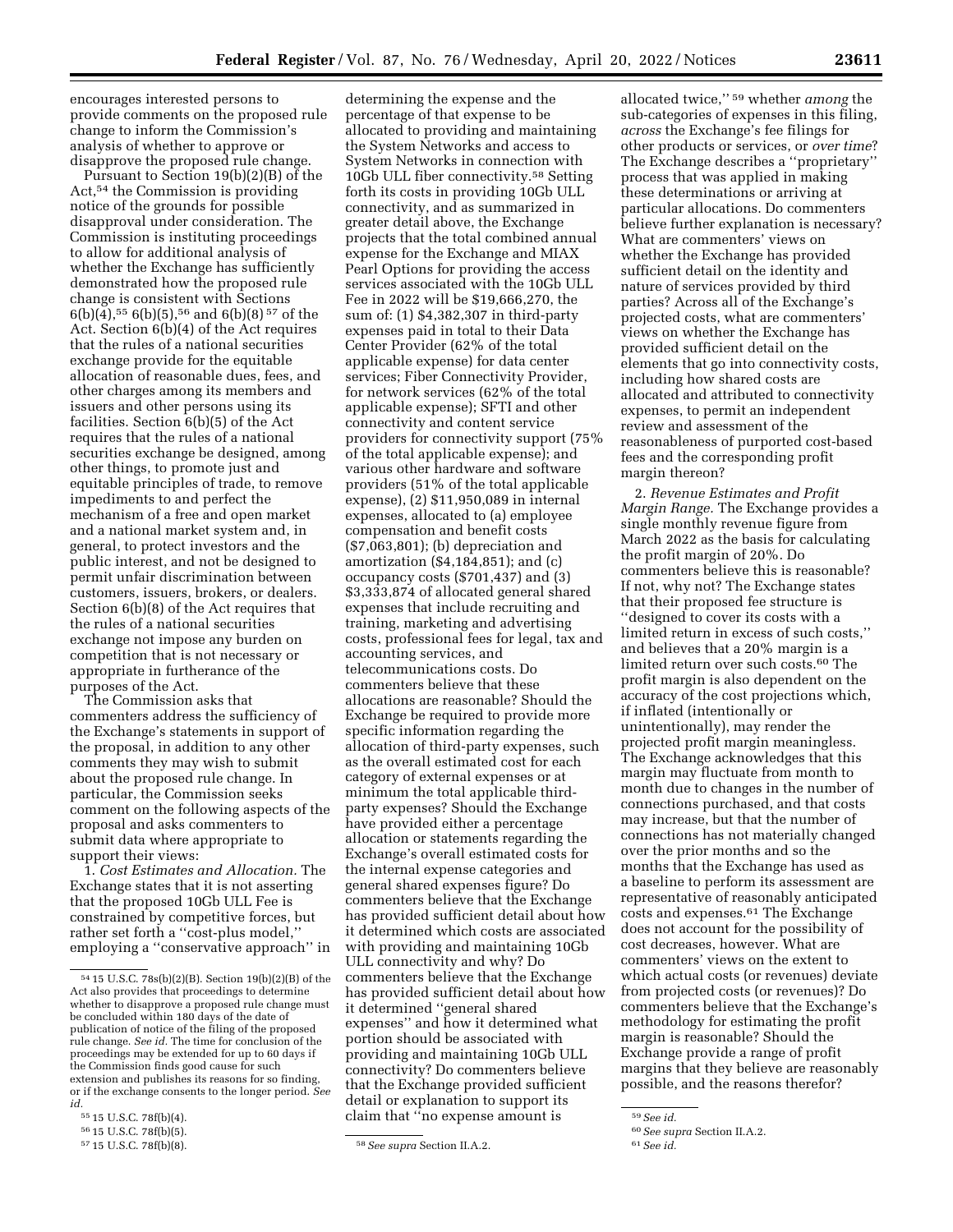encourages interested persons to provide comments on the proposed rule change to inform the Commission's analysis of whether to approve or disapprove the proposed rule change.

Pursuant to Section 19(b)(2)(B) of the Act,[54] the Commission is providing notice of the grounds for possible disapproval under consideration. The Commission is instituting proceedings to allow for additional analysis of whether the Exchange has sufficiently demonstrated how the proposed rule change is consistent with Sections 6(b)(4),[55] 6(b)(5),[56] and 6(b)(8)[57] of the Act. Section 6(b)(4) of the Act requires that the rules of a national securities exchange provide for the equitable allocation of reasonable dues, fees, and other charges among its members and issuers and other persons using its facilities. Section 6(b)(5) of the Act requires that the rules of a national securities exchange be designed, among other things, to promote just and equitable principles of trade, to remove impediments to and perfect the mechanism of a free and open market and a national market system and, in general, to protect investors and the public interest, and not be designed to permit unfair discrimination between customers, issuers, brokers, or dealers. Section 6(b)(8) of the Act requires that the rules of a national securities exchange not impose any burden on competition that is not necessary or appropriate in furtherance of the purposes of the Act.

The Commission asks that commenters address the sufficiency of the Exchange's statements in support of the proposal, in addition to any other comments they may wish to submit about the proposed rule change. In particular, the Commission seeks comment on the following aspects of the proposal and asks commenters to submit data where appropriate to support their views:

1. *Cost Estimates and Allocation.* The Exchange states that it is not asserting that the proposed 10Gb ULL Fee is constrained by competitive forces, but rather set forth a ''cost-plus model,'' employing a ''conservative approach'' in determining the expense and the percentage of that expense to be allocated to providing and maintaining the System Networks and access to System Networks in connection with 10Gb ULL fiber connectivity.[58] Setting forth its costs in providing 10Gb ULL connectivity, and as summarized in greater detail above, the Exchange projects that the total combined annual expense for the Exchange and MIAX Pearl Options for providing the access services associated with the 10Gb ULL Fee in 2022 will be $19,666,270, the sum of: (1) $4,382,307 in third-party expenses paid in total to their Data Center Provider (62% of the total applicable expense) for data center services; Fiber Connectivity Provider, for network services (62% of the total applicable expense); SFTI and other connectivity and content service providers for connectivity support (75% of the total applicable expense); and various other hardware and software providers (51% of the total applicable expense), (2) $11,950,089 in internal expenses, allocated to (a) employee compensation and benefit costs ($7,063,801); (b) depreciation and amortization ($4,184,851); and (c) occupancy costs ($701,437) and (3) $3,333,874 of allocated general shared expenses that include recruiting and training, marketing and advertising costs, professional fees for legal, tax and accounting services, and telecommunications costs. Do commenters believe that these allocations are reasonable? Should the Exchange be required to provide more specific information regarding the allocation of third-party expenses, such as the overall estimated cost for each category of external expenses or at minimum the total applicable third-party expenses? Should the Exchange have provided either a percentage allocation or statements regarding the Exchange's overall estimated costs for the internal expense categories and general shared expenses figure? Do commenters believe that the Exchange has provided sufficient detail about how it determined which costs are associated with providing and maintaining 10Gb ULL connectivity and why? Do commenters believe that the Exchange has provided sufficient detail about how it determined ''general shared expenses'' and how it determined what portion should be associated with providing and maintaining 10Gb ULL connectivity? Do commenters believe that the Exchange provided sufficient detail or explanation to support its claim that ''no expense amount is allocated twice,''[59] whether *among* the sub-categories of expenses in this filing, *across* the Exchange's fee filings for other products or services, or *over time*? The Exchange describes a ''proprietary'' process that was applied in making these determinations or arriving at particular allocations. Do commenters believe further explanation is necessary? What are commenters' views on whether the Exchange has provided sufficient detail on the identity and nature of services provided by third parties? Across all of the Exchange's projected costs, what are commenters' views on whether the Exchange has provided sufficient detail on the elements that go into connectivity costs, including how shared costs are allocated and attributed to connectivity expenses, to permit an independent review and assessment of the reasonableness of purported cost-based fees and the corresponding profit margin thereon?

2. *Revenue Estimates and Profit Margin Range.* The Exchange provides a single monthly revenue figure from March 2022 as the basis for calculating the profit margin of 20%. Do commenters believe this is reasonable? If not, why not? The Exchange states that their proposed fee structure is ''designed to cover its costs with a limited return in excess of such costs,'' and believes that a 20% margin is a limited return over such costs.[60] The profit margin is also dependent on the accuracy of the cost projections which, if inflated (intentionally or unintentionally), may render the projected profit margin meaningless. The Exchange acknowledges that this margin may fluctuate from month to month due to changes in the number of connections purchased, and that costs may increase, but that the number of connections has not materially changed over the prior months and so the months that the Exchange has used as a baseline to perform its assessment are representative of reasonably anticipated costs and expenses.[61] The Exchange does not account for the possibility of cost decreases, however. What are commenters' views on the extent to which actual costs (or revenues) deviate from projected costs (or revenues)? Do commenters believe that the Exchange's methodology for estimating the profit margin is reasonable? Should the Exchange provide a range of profit margins that they believe are reasonably possible, and the reasons therefor?

---

[54] 15 U.S.C. 78s(b)(2)(B). Section 19(b)(2)(B) of the Act also provides that proceedings to determine whether to disapprove a proposed rule change must be concluded within 180 days of the date of publication of notice of the filing of the proposed rule change. *See id.* The time for conclusion of the proceedings may be extended for up to 60 days if the Commission finds good cause for such extension and publishes its reasons for so finding, or if the exchange consents to the longer period. *See id.*

[55] 15 U.S.C. 78f(b)(4).

[56] 15 U.S.C. 78f(b)(5).

[57] 15 U.S.C. 78f(b)(8).

[58] *See supra* Section II.A.2.

[59] *See id.*

[60] *See supra* Section II.A.2.

[61] *See id.*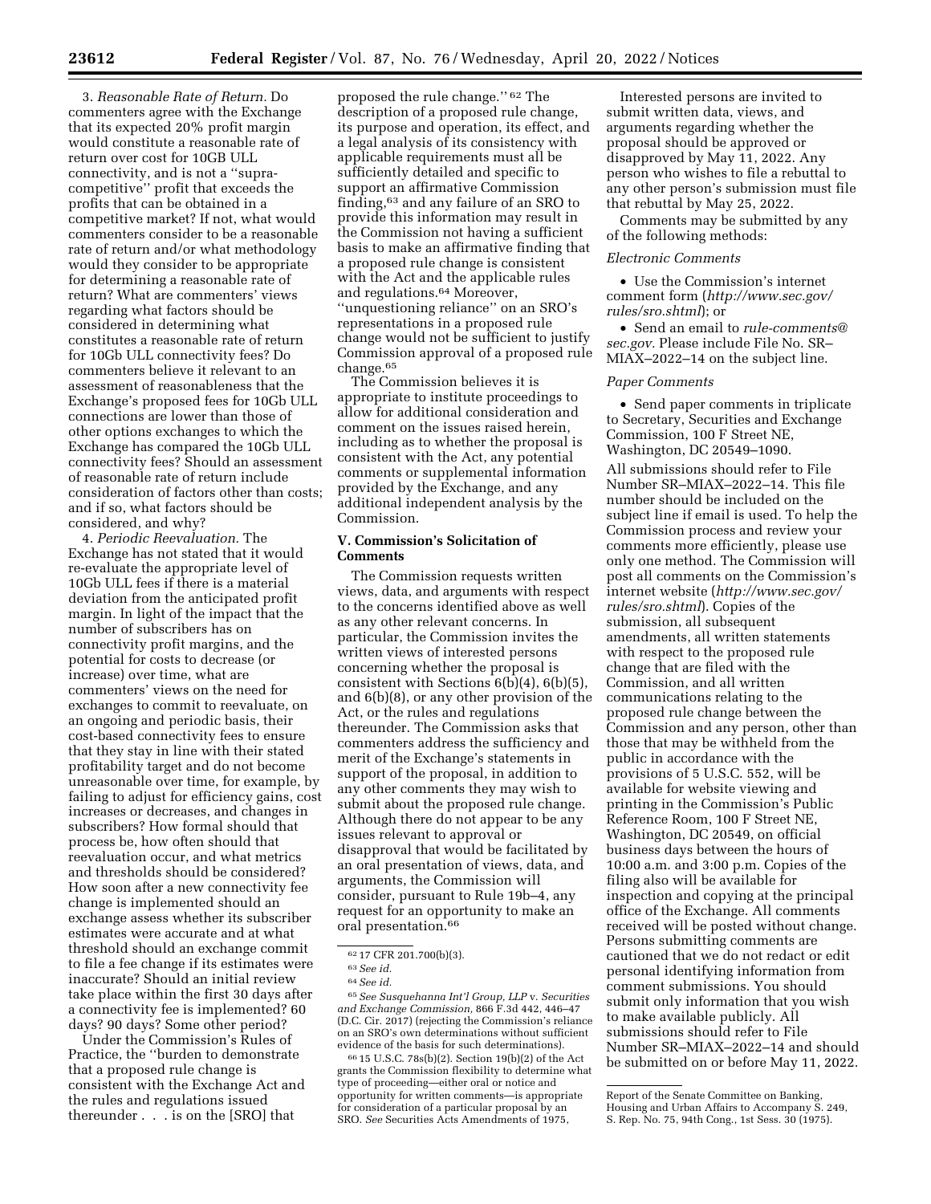3. *Reasonable Rate of Return.* Do commenters agree with the Exchange that its expected 20% profit margin would constitute a reasonable rate of return over cost for 10GB ULL connectivity, and is not a "supra-competitive" profit that exceeds the profits that can be obtained in a competitive market? If not, what would commenters consider to be a reasonable rate of return and/or what methodology would they consider to be appropriate for determining a reasonable rate of return? What are commenters' views regarding what factors should be considered in determining what constitutes a reasonable rate of return for 10Gb ULL connectivity fees? Do commenters believe it relevant to an assessment of reasonableness that the Exchange's proposed fees for 10Gb ULL connections are lower than those of other options exchanges to which the Exchange has compared the 10Gb ULL connectivity fees? Should an assessment of reasonable rate of return include consideration of factors other than costs; and if so, what factors should be considered, and why?

4. *Periodic Reevaluation.* The Exchange has not stated that it would re-evaluate the appropriate level of 10Gb ULL fees if there is a material deviation from the anticipated profit margin. In light of the impact that the number of subscribers has on connectivity profit margins, and the potential for costs to decrease (or increase) over time, what are commenters' views on the need for exchanges to commit to reevaluate, on an ongoing and periodic basis, their cost-based connectivity fees to ensure that they stay in line with their stated profitability target and do not become unreasonable over time, for example, by failing to adjust for efficiency gains, cost increases or decreases, and changes in subscribers? How formal should that process be, how often should that reevaluation occur, and what metrics and thresholds should be considered? How soon after a new connectivity fee change is implemented should an exchange assess whether its subscriber estimates were accurate and at what threshold should an exchange commit to file a fee change if its estimates were inaccurate? Should an initial review take place within the first 30 days after a connectivity fee is implemented? 60 days? 90 days? Some other period?

Under the Commission's Rules of Practice, the "burden to demonstrate that a proposed rule change is consistent with the Exchange Act and the rules and regulations issued thereunder . . . is on the [SRO] that proposed the rule change."[62] The description of a proposed rule change, its purpose and operation, its effect, and a legal analysis of its consistency with applicable requirements must all be sufficiently detailed and specific to support an affirmative Commission finding,[63] and any failure of an SRO to provide this information may result in the Commission not having a sufficient basis to make an affirmative finding that a proposed rule change is consistent with the Act and the applicable rules and regulations.[64] Moreover, "unquestioning reliance" on an SRO's representations in a proposed rule change would not be sufficient to justify Commission approval of a proposed rule change.[65]

The Commission believes it is appropriate to institute proceedings to allow for additional consideration and comment on the issues raised herein, including as to whether the proposal is consistent with the Act, any potential comments or supplemental information provided by the Exchange, and any additional independent analysis by the Commission.

## V. Commission's Solicitation of Comments

The Commission requests written views, data, and arguments with respect to the concerns identified above as well as any other relevant concerns. In particular, the Commission invites the written views of interested persons concerning whether the proposal is consistent with Sections 6(b)(4), 6(b)(5), and 6(b)(8), or any other provision of the Act, or the rules and regulations thereunder. The Commission asks that commenters address the sufficiency and merit of the Exchange's statements in support of the proposal, in addition to any other comments they may wish to submit about the proposed rule change. Although there do not appear to be any issues relevant to approval or disapproval that would be facilitated by an oral presentation of views, data, and arguments, the Commission will consider, pursuant to Rule 19b–4, any request for an opportunity to make an oral presentation.[66]

Interested persons are invited to submit written data, views, and arguments regarding whether the proposal should be approved or disapproved by May 11, 2022. Any person who wishes to file a rebuttal to any other person's submission must file that rebuttal by May 25, 2022.

Comments may be submitted by any of the following methods:

*Electronic Comments*

- Use the Commission's internet comment form (*http://www.sec.gov/rules/sro.shtml*); or
- Send an email to *rule-comments@sec.gov.* Please include File No. SR–MIAX–2022–14 on the subject line.

*Paper Comments*

- Send paper comments in triplicate to Secretary, Securities and Exchange Commission, 100 F Street NE, Washington, DC 20549–1090.

All submissions should refer to File Number SR–MIAX–2022–14. This file number should be included on the subject line if email is used. To help the Commission process and review your comments more efficiently, please use only one method. The Commission will post all comments on the Commission's internet website (*http://www.sec.gov/rules/sro.shtml*). Copies of the submission, all subsequent amendments, all written statements with respect to the proposed rule change that are filed with the Commission, and all written communications relating to the proposed rule change between the Commission and any person, other than those that may be withheld from the public in accordance with the provisions of 5 U.S.C. 552, will be available for website viewing and printing in the Commission's Public Reference Room, 100 F Street NE, Washington, DC 20549, on official business days between the hours of 10:00 a.m. and 3:00 p.m. Copies of the filing also will be available for inspection and copying at the principal office of the Exchange. All comments received will be posted without change. Persons submitting comments are cautioned that we do not redact or edit personal identifying information from comment submissions. You should submit only information that you wish to make available publicly. All submissions should refer to File Number SR–MIAX–2022–14 and should be submitted on or before May 11, 2022.

---

[62] 17 CFR 201.700(b)(3).

[63] *See id.*

[64] *See id.*

[65] *See Susquehanna Int'l Group, LLP* v. *Securities and Exchange Commission,* 866 F.3d 442, 446–47 (D.C. Cir. 2017) (rejecting the Commission's reliance on an SRO's own determinations without sufficient evidence of the basis for such determinations).

[66] 15 U.S.C. 78s(b)(2). Section 19(b)(2) of the Act grants the Commission flexibility to determine what type of proceeding—either oral or notice and opportunity for written comments—is appropriate for consideration of a particular proposal by an SRO. *See* Securities Acts Amendments of 1975, Report of the Senate Committee on Banking, Housing and Urban Affairs to Accompany S. 249, S. Rep. No. 75, 94th Cong., 1st Sess. 30 (1975).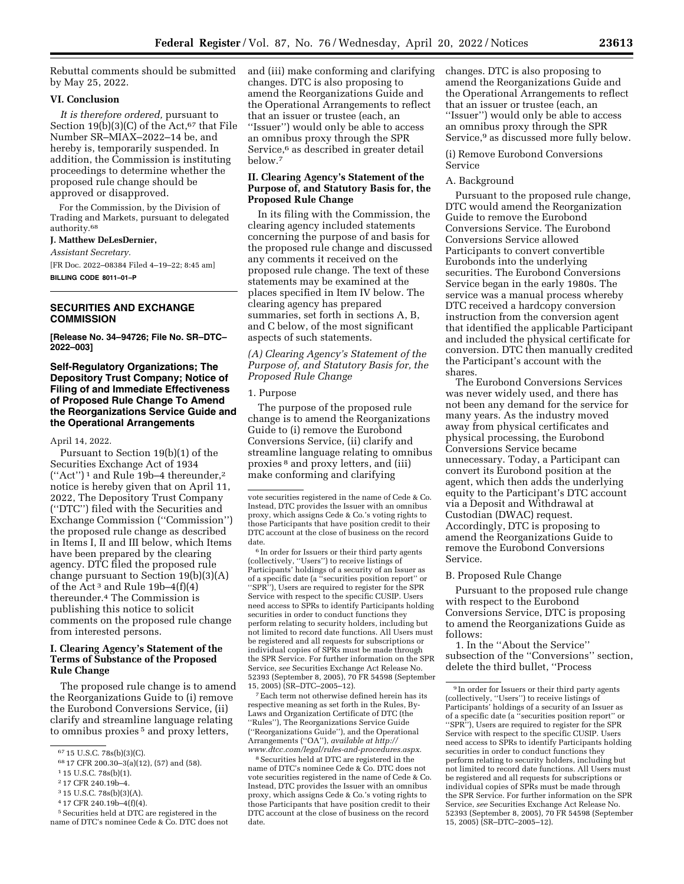Rebuttal comments should be submitted by May 25, 2022.

### VI. Conclusion

*It is therefore ordered,* pursuant to Section 19(b)(3)(C) of the Act,[67] that File Number SR–MIAX–2022–14 be, and hereby is, temporarily suspended. In addition, the Commission is instituting proceedings to determine whether the proposed rule change should be approved or disapproved.

For the Commission, by the Division of Trading and Markets, pursuant to delegated authority.[68]

**J. Matthew DeLesDernier,**

*Assistant Secretary.*

[FR Doc. 2022–08384 Filed 4–19–22; 8:45 am]

**BILLING CODE 8011–01–P**

---

## SECURITIES AND EXCHANGE COMMISSION

**[Release No. 34–94726; File No. SR–DTC–2022–003]**

## Self-Regulatory Organizations; The Depository Trust Company; Notice of Filing of and Immediate Effectiveness of Proposed Rule Change To Amend the Reorganizations Service Guide and the Operational Arrangements

April 14, 2022.

Pursuant to Section 19(b)(1) of the Securities Exchange Act of 1934 (''Act'') [1] and Rule 19b–4 thereunder,[2] notice is hereby given that on April 11, 2022, The Depository Trust Company (''DTC'') filed with the Securities and Exchange Commission (''Commission'') the proposed rule change as described in Items I, II and III below, which Items have been prepared by the clearing agency. DTC filed the proposed rule change pursuant to Section 19(b)(3)(A) of the Act [3] and Rule 19b–4(f)(4) thereunder.[4] The Commission is publishing this notice to solicit comments on the proposed rule change from interested persons.

### I. Clearing Agency's Statement of the Terms of Substance of the Proposed Rule Change

The proposed rule change is to amend the Reorganizations Guide to (i) remove the Eurobond Conversions Service, (ii) clarify and streamline language relating to omnibus proxies [5] and proxy letters, and (iii) make conforming and clarifying changes. DTC is also proposing to amend the Reorganizations Guide and the Operational Arrangements to reflect that an issuer or trustee (each, an ''Issuer'') would only be able to access an omnibus proxy through the SPR Service,[6] as described in greater detail below.[7]

### II. Clearing Agency's Statement of the Purpose of, and Statutory Basis for, the Proposed Rule Change

In its filing with the Commission, the clearing agency included statements concerning the purpose of and basis for the proposed rule change and discussed any comments it received on the proposed rule change. The text of these statements may be examined at the places specified in Item IV below. The clearing agency has prepared summaries, set forth in sections A, B, and C below, of the most significant aspects of such statements.

#### *(A) Clearing Agency's Statement of the Purpose of, and Statutory Basis for, the Proposed Rule Change*

1. Purpose

The purpose of the proposed rule change is to amend the Reorganizations Guide to (i) remove the Eurobond Conversions Service, (ii) clarify and streamline language relating to omnibus proxies [8] and proxy letters, and (iii) make conforming and clarifying changes. DTC is also proposing to amend the Reorganizations Guide and the Operational Arrangements to reflect that an issuer or trustee (each, an ''Issuer'') would only be able to access an omnibus proxy through the SPR Service,[9] as discussed more fully below.

(i) Remove Eurobond Conversions Service

A. Background

Pursuant to the proposed rule change, DTC would amend the Reorganization Guide to remove the Eurobond Conversions Service. The Eurobond Conversions Service allowed Participants to convert convertible Eurobonds into the underlying securities. The Eurobond Conversions Service began in the early 1980s. The service was a manual process whereby DTC received a hardcopy conversion instruction from the conversion agent that identified the applicable Participant and included the physical certificate for conversion. DTC then manually credited the Participant's account with the shares.

The Eurobond Conversions Services was never widely used, and there has not been any demand for the service for many years. As the industry moved away from physical certificates and physical processing, the Eurobond Conversions Service became unnecessary. Today, a Participant can convert its Eurobond position at the agent, which then adds the underlying equity to the Participant's DTC account via a Deposit and Withdrawal at Custodian (DWAC) request. Accordingly, DTC is proposing to amend the Reorganizations Guide to remove the Eurobond Conversions Service.

B. Proposed Rule Change

Pursuant to the proposed rule change with respect to the Eurobond Conversions Service, DTC is proposing to amend the Reorganizations Guide as follows:

1. In the ''About the Service'' subsection of the ''Conversions'' section, delete the third bullet, ''Process

---

[67] 15 U.S.C. 78s(b)(3)(C).

[68] 17 CFR 200.30–3(a)(12), (57) and (58).

[1] 15 U.S.C. 78s(b)(1).

[2] 17 CFR 240.19b–4.

[3] 15 U.S.C. 78s(b)(3)(A).

[4] 17 CFR 240.19b–4(f)(4).

[5] Securities held at DTC are registered in the name of DTC's nominee Cede & Co. DTC does not vote securities registered in the name of Cede & Co. Instead, DTC provides the Issuer with an omnibus proxy, which assigns Cede & Co.'s voting rights to those Participants that have position credit to their DTC account at the close of business on the record date.

[6] In order for Issuers or their third party agents (collectively, ''Users'') to receive listings of Participants' holdings of a security of an Issuer as of a specific date (a ''securities position report'' or ''SPR''), Users are required to register for the SPR Service with respect to the specific CUSIP. Users need access to SPRs to identify Participants holding securities in order to conduct functions they perform relating to security holders, including but not limited to record date functions. All Users must be registered and all requests for subscriptions or individual copies of SPRs must be made through the SPR Service. For further information on the SPR Service, *see* Securities Exchange Act Release No. 52393 (September 8, 2005), 70 FR 54598 (September 15, 2005) (SR–DTC–2005–12).

[7] Each term not otherwise defined herein has its respective meaning as set forth in the Rules, By-Laws and Organization Certificate of DTC (the ''Rules''), The Reorganizations Service Guide (''Reorganizations Guide''), and the Operational Arrangements (''OA''), *available at http://www.dtcc.com/legal/rules-and-procedures.aspx.*

[8] Securities held at DTC are registered in the name of DTC's nominee Cede & Co. DTC does not vote securities registered in the name of Cede & Co. Instead, DTC provides the Issuer with an omnibus proxy, which assigns Cede & Co.'s voting rights to those Participants that have position credit to their DTC account at the close of business on the record date.

[9] In order for Issuers or their third party agents (collectively, ''Users'') to receive listings of Participants' holdings of a security of an Issuer as of a specific date (a ''securities position report'' or ''SPR''), Users are required to register for the SPR Service with respect to the specific CUSIP. Users need access to SPRs to identify Participants holding securities in order to conduct functions they perform relating to security holders, including but not limited to record date functions. All Users must be registered and all requests for subscriptions or individual copies of SPRs must be made through the SPR Service. For further information on the SPR Service, *see* Securities Exchange Act Release No. 52393 (September 8, 2005), 70 FR 54598 (September 15, 2005) (SR–DTC–2005–12).